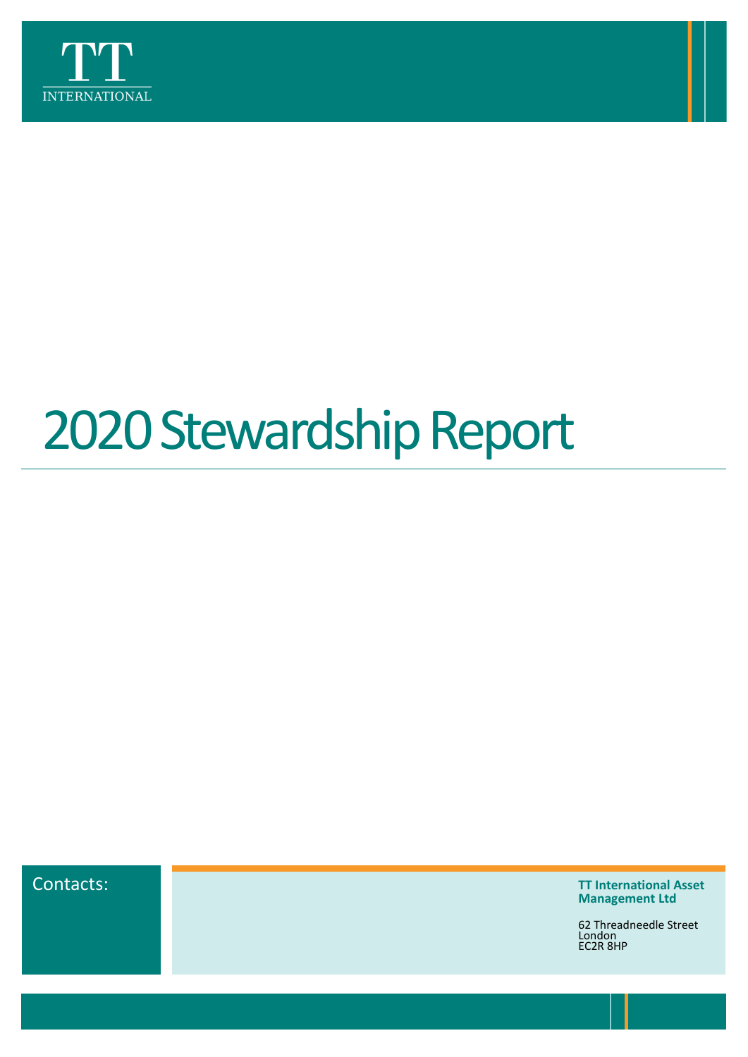TT INTERNATIONAL

# 2020 Stewardship Report

Contacts:

**TT International Asset Management Ltd**

62 Threadneedle Street
London
EC2R 8HP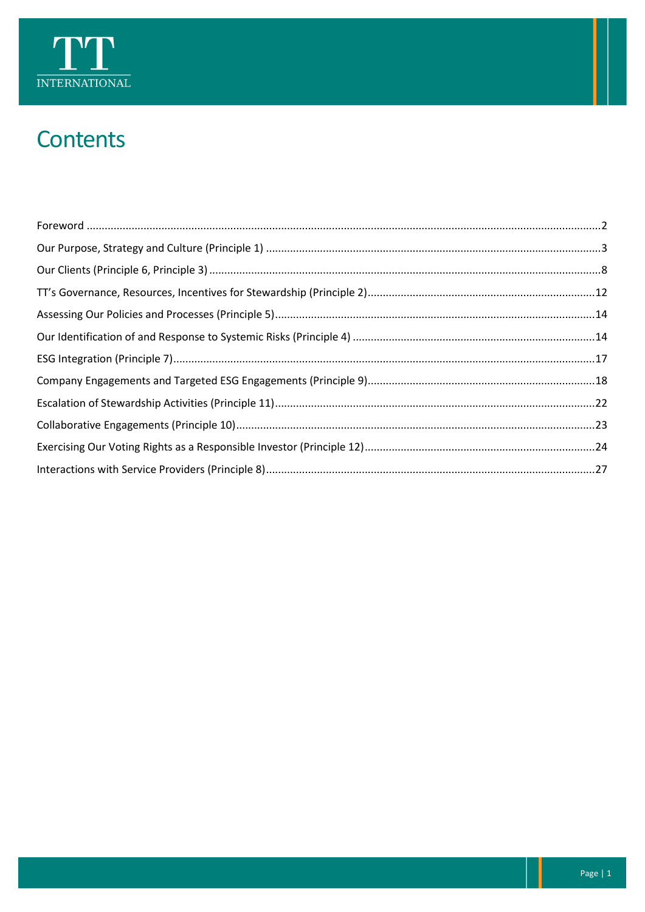# Contents

| | |
|---|---|
| Foreword | 2 |
| Our Purpose, Strategy and Culture (Principle 1) | 3 |
| Our Clients (Principle 6, Principle 3) | 8 |
| TT's Governance, Resources, Incentives for Stewardship (Principle 2) | 12 |
| Assessing Our Policies and Processes (Principle 5) | 14 |
| Our Identification of and Response to Systemic Risks (Principle 4) | 14 |
| ESG Integration (Principle 7) | 17 |
| Company Engagements and Targeted ESG Engagements (Principle 9) | 18 |
| Escalation of Stewardship Activities (Principle 11) | 22 |
| Collaborative Engagements (Principle 10) | 23 |
| Exercising Our Voting Rights as a Responsible Investor (Principle 12) | 24 |
| Interactions with Service Providers (Principle 8) | 27 |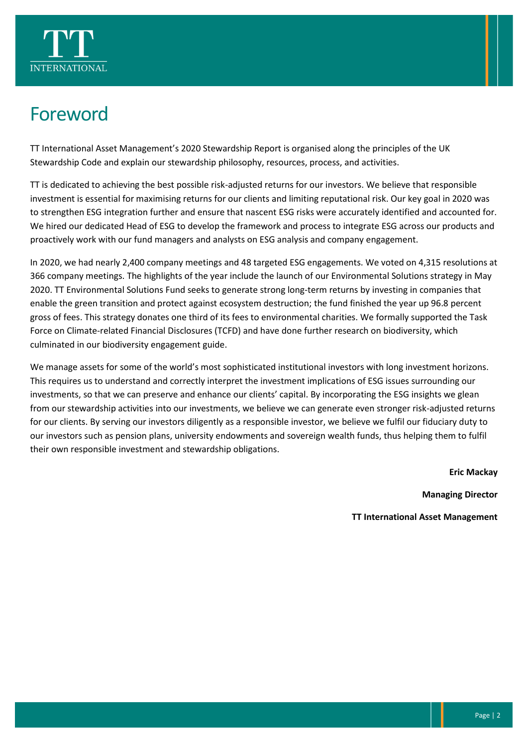# Foreword

TT International Asset Management's 2020 Stewardship Report is organised along the principles of the UK Stewardship Code and explain our stewardship philosophy, resources, process, and activities.

TT is dedicated to achieving the best possible risk-adjusted returns for our investors. We believe that responsible investment is essential for maximising returns for our clients and limiting reputational risk. Our key goal in 2020 was to strengthen ESG integration further and ensure that nascent ESG risks were accurately identified and accounted for. We hired our dedicated Head of ESG to develop the framework and process to integrate ESG across our products and proactively work with our fund managers and analysts on ESG analysis and company engagement.

In 2020, we had nearly 2,400 company meetings and 48 targeted ESG engagements. We voted on 4,315 resolutions at 366 company meetings. The highlights of the year include the launch of our Environmental Solutions strategy in May 2020. TT Environmental Solutions Fund seeks to generate strong long-term returns by investing in companies that enable the green transition and protect against ecosystem destruction; the fund finished the year up 96.8 percent gross of fees. This strategy donates one third of its fees to environmental charities. We formally supported the Task Force on Climate-related Financial Disclosures (TCFD) and have done further research on biodiversity, which culminated in our biodiversity engagement guide.

We manage assets for some of the world's most sophisticated institutional investors with long investment horizons. This requires us to understand and correctly interpret the investment implications of ESG issues surrounding our investments, so that we can preserve and enhance our clients' capital. By incorporating the ESG insights we glean from our stewardship activities into our investments, we believe we can generate even stronger risk-adjusted returns for our clients. By serving our investors diligently as a responsible investor, we believe we fulfil our fiduciary duty to our investors such as pension plans, university endowments and sovereign wealth funds, thus helping them to fulfil their own responsible investment and stewardship obligations.

**Eric Mackay**

**Managing Director**

**TT International Asset Management**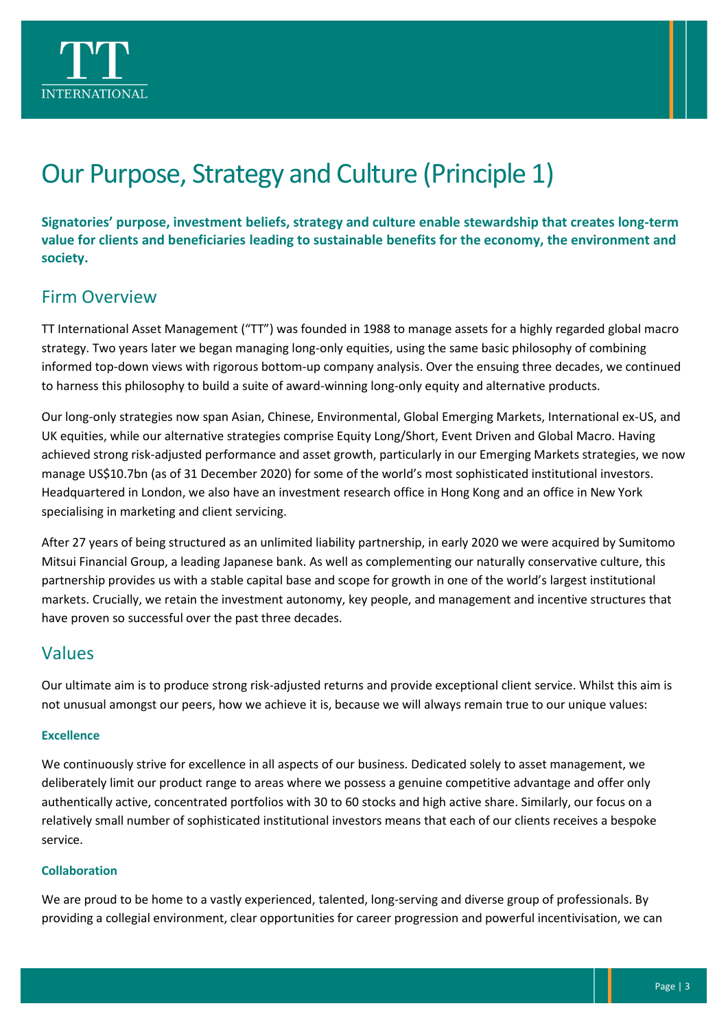# Our Purpose, Strategy and Culture (Principle 1)

**Signatories' purpose, investment beliefs, strategy and culture enable stewardship that creates long-term value for clients and beneficiaries leading to sustainable benefits for the economy, the environment and society.**

## Firm Overview

TT International Asset Management ("TT") was founded in 1988 to manage assets for a highly regarded global macro strategy. Two years later we began managing long-only equities, using the same basic philosophy of combining informed top-down views with rigorous bottom-up company analysis. Over the ensuing three decades, we continued to harness this philosophy to build a suite of award-winning long-only equity and alternative products.

Our long-only strategies now span Asian, Chinese, Environmental, Global Emerging Markets, International ex-US, and UK equities, while our alternative strategies comprise Equity Long/Short, Event Driven and Global Macro. Having achieved strong risk-adjusted performance and asset growth, particularly in our Emerging Markets strategies, we now manage US$10.7bn (as of 31 December 2020) for some of the world's most sophisticated institutional investors. Headquartered in London, we also have an investment research office in Hong Kong and an office in New York specialising in marketing and client servicing.

After 27 years of being structured as an unlimited liability partnership, in early 2020 we were acquired by Sumitomo Mitsui Financial Group, a leading Japanese bank. As well as complementing our naturally conservative culture, this partnership provides us with a stable capital base and scope for growth in one of the world's largest institutional markets. Crucially, we retain the investment autonomy, key people, and management and incentive structures that have proven so successful over the past three decades.

## Values

Our ultimate aim is to produce strong risk-adjusted returns and provide exceptional client service. Whilst this aim is not unusual amongst our peers, how we achieve it is, because we will always remain true to our unique values:

#### Excellence

We continuously strive for excellence in all aspects of our business. Dedicated solely to asset management, we deliberately limit our product range to areas where we possess a genuine competitive advantage and offer only authentically active, concentrated portfolios with 30 to 60 stocks and high active share. Similarly, our focus on a relatively small number of sophisticated institutional investors means that each of our clients receives a bespoke service.

#### Collaboration

We are proud to be home to a vastly experienced, talented, long-serving and diverse group of professionals. By providing a collegial environment, clear opportunities for career progression and powerful incentivisation, we can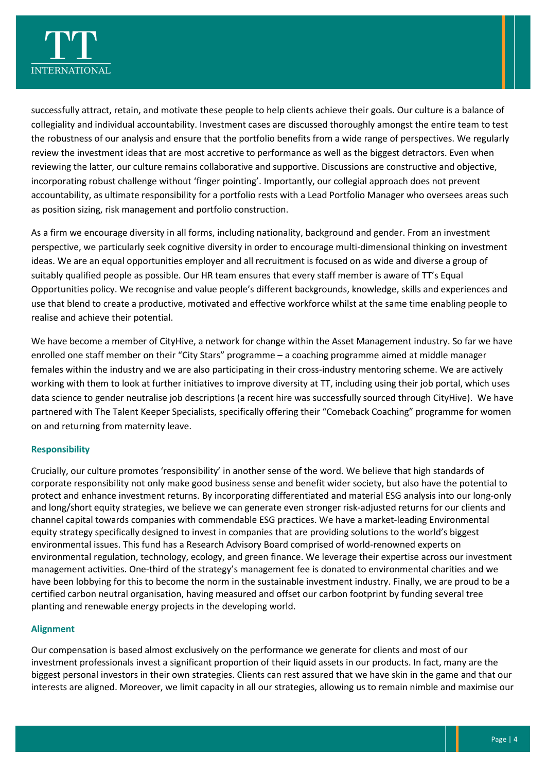successfully attract, retain, and motivate these people to help clients achieve their goals. Our culture is a balance of collegiality and individual accountability. Investment cases are discussed thoroughly amongst the entire team to test the robustness of our analysis and ensure that the portfolio benefits from a wide range of perspectives. We regularly review the investment ideas that are most accretive to performance as well as the biggest detractors. Even when reviewing the latter, our culture remains collaborative and supportive. Discussions are constructive and objective, incorporating robust challenge without 'finger pointing'. Importantly, our collegial approach does not prevent accountability, as ultimate responsibility for a portfolio rests with a Lead Portfolio Manager who oversees areas such as position sizing, risk management and portfolio construction.

As a firm we encourage diversity in all forms, including nationality, background and gender. From an investment perspective, we particularly seek cognitive diversity in order to encourage multi-dimensional thinking on investment ideas. We are an equal opportunities employer and all recruitment is focused on as wide and diverse a group of suitably qualified people as possible. Our HR team ensures that every staff member is aware of TT's Equal Opportunities policy. We recognise and value people's different backgrounds, knowledge, skills and experiences and use that blend to create a productive, motivated and effective workforce whilst at the same time enabling people to realise and achieve their potential.

We have become a member of CityHive, a network for change within the Asset Management industry. So far we have enrolled one staff member on their "City Stars" programme – a coaching programme aimed at middle manager females within the industry and we are also participating in their cross-industry mentoring scheme. We are actively working with them to look at further initiatives to improve diversity at TT, including using their job portal, which uses data science to gender neutralise job descriptions (a recent hire was successfully sourced through CityHive). We have partnered with The Talent Keeper Specialists, specifically offering their "Comeback Coaching" programme for women on and returning from maternity leave.

### Responsibility

Crucially, our culture promotes 'responsibility' in another sense of the word. We believe that high standards of corporate responsibility not only make good business sense and benefit wider society, but also have the potential to protect and enhance investment returns. By incorporating differentiated and material ESG analysis into our long-only and long/short equity strategies, we believe we can generate even stronger risk-adjusted returns for our clients and channel capital towards companies with commendable ESG practices. We have a market-leading Environmental equity strategy specifically designed to invest in companies that are providing solutions to the world's biggest environmental issues. This fund has a Research Advisory Board comprised of world-renowned experts on environmental regulation, technology, ecology, and green finance. We leverage their expertise across our investment management activities. One-third of the strategy's management fee is donated to environmental charities and we have been lobbying for this to become the norm in the sustainable investment industry. Finally, we are proud to be a certified carbon neutral organisation, having measured and offset our carbon footprint by funding several tree planting and renewable energy projects in the developing world.

### Alignment

Our compensation is based almost exclusively on the performance we generate for clients and most of our investment professionals invest a significant proportion of their liquid assets in our products. In fact, many are the biggest personal investors in their own strategies. Clients can rest assured that we have skin in the game and that our interests are aligned. Moreover, we limit capacity in all our strategies, allowing us to remain nimble and maximise our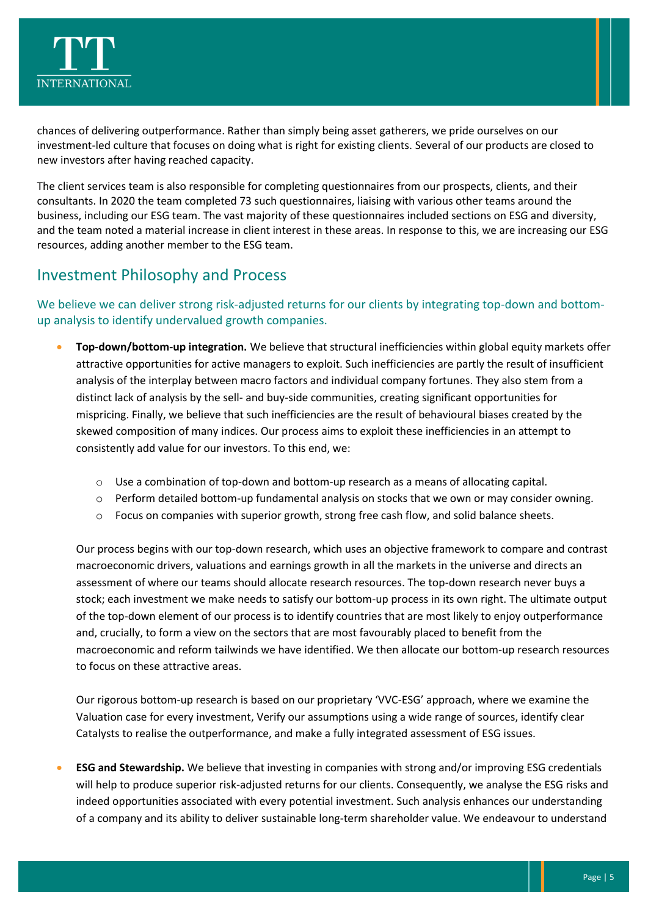chances of delivering outperformance. Rather than simply being asset gatherers, we pride ourselves on our investment-led culture that focuses on doing what is right for existing clients. Several of our products are closed to new investors after having reached capacity.

The client services team is also responsible for completing questionnaires from our prospects, clients, and their consultants. In 2020 the team completed 73 such questionnaires, liaising with various other teams around the business, including our ESG team. The vast majority of these questionnaires included sections on ESG and diversity, and the team noted a material increase in client interest in these areas. In response to this, we are increasing our ESG resources, adding another member to the ESG team.

## Investment Philosophy and Process

### We believe we can deliver strong risk-adjusted returns for our clients by integrating top-down and bottom-up analysis to identify undervalued growth companies.

- **Top-down/bottom-up integration.** We believe that structural inefficiencies within global equity markets offer attractive opportunities for active managers to exploit. Such inefficiencies are partly the result of insufficient analysis of the interplay between macro factors and individual company fortunes. They also stem from a distinct lack of analysis by the sell- and buy-side communities, creating significant opportunities for mispricing. Finally, we believe that such inefficiencies are the result of behavioural biases created by the skewed composition of many indices. Our process aims to exploit these inefficiencies in an attempt to consistently add value for our investors. To this end, we:

  - Use a combination of top-down and bottom-up research as a means of allocating capital.
  - Perform detailed bottom-up fundamental analysis on stocks that we own or may consider owning.
  - Focus on companies with superior growth, strong free cash flow, and solid balance sheets.

  Our process begins with our top-down research, which uses an objective framework to compare and contrast macroeconomic drivers, valuations and earnings growth in all the markets in the universe and directs an assessment of where our teams should allocate research resources. The top-down research never buys a stock; each investment we make needs to satisfy our bottom-up process in its own right. The ultimate output of the top-down element of our process is to identify countries that are most likely to enjoy outperformance and, crucially, to form a view on the sectors that are most favourably placed to benefit from the macroeconomic and reform tailwinds we have identified. We then allocate our bottom-up research resources to focus on these attractive areas.

  Our rigorous bottom-up research is based on our proprietary 'VVC-ESG' approach, where we examine the Valuation case for every investment, Verify our assumptions using a wide range of sources, identify clear Catalysts to realise the outperformance, and make a fully integrated assessment of ESG issues.

- **ESG and Stewardship.** We believe that investing in companies with strong and/or improving ESG credentials will help to produce superior risk-adjusted returns for our clients. Consequently, we analyse the ESG risks and indeed opportunities associated with every potential investment. Such analysis enhances our understanding of a company and its ability to deliver sustainable long-term shareholder value. We endeavour to understand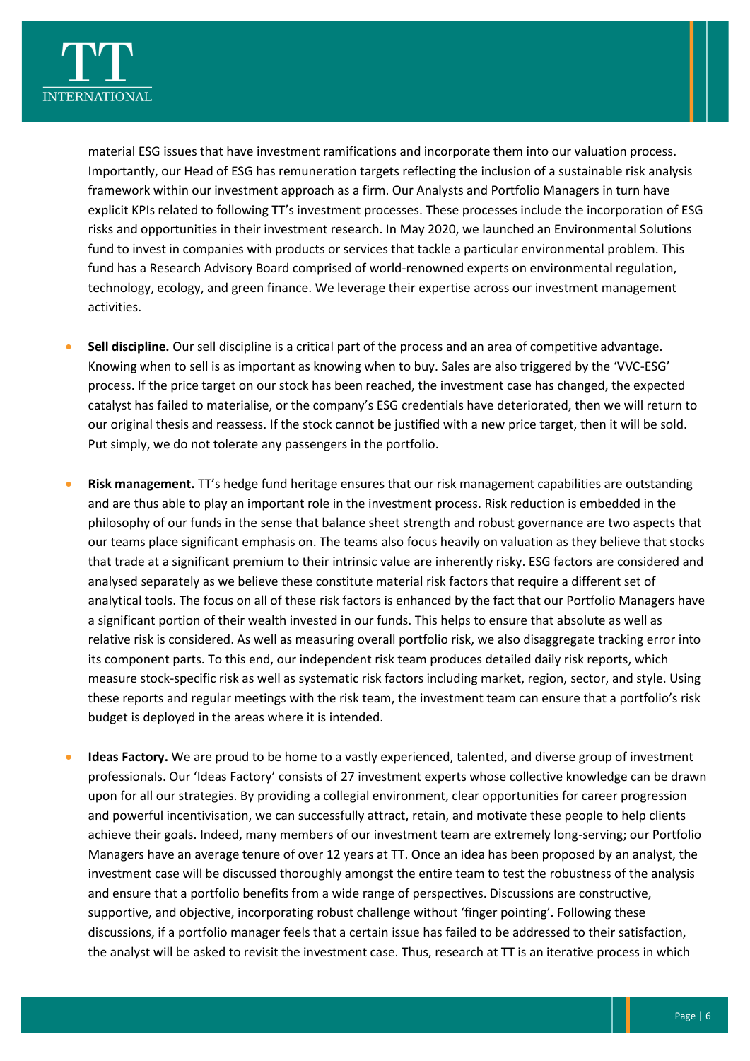material ESG issues that have investment ramifications and incorporate them into our valuation process. Importantly, our Head of ESG has remuneration targets reflecting the inclusion of a sustainable risk analysis framework within our investment approach as a firm. Our Analysts and Portfolio Managers in turn have explicit KPIs related to following TT's investment processes. These processes include the incorporation of ESG risks and opportunities in their investment research. In May 2020, we launched an Environmental Solutions fund to invest in companies with products or services that tackle a particular environmental problem. This fund has a Research Advisory Board comprised of world-renowned experts on environmental regulation, technology, ecology, and green finance. We leverage their expertise across our investment management activities.

- **Sell discipline.** Our sell discipline is a critical part of the process and an area of competitive advantage. Knowing when to sell is as important as knowing when to buy. Sales are also triggered by the 'VVC-ESG' process. If the price target on our stock has been reached, the investment case has changed, the expected catalyst has failed to materialise, or the company's ESG credentials have deteriorated, then we will return to our original thesis and reassess. If the stock cannot be justified with a new price target, then it will be sold. Put simply, we do not tolerate any passengers in the portfolio.

- **Risk management.** TT's hedge fund heritage ensures that our risk management capabilities are outstanding and are thus able to play an important role in the investment process. Risk reduction is embedded in the philosophy of our funds in the sense that balance sheet strength and robust governance are two aspects that our teams place significant emphasis on. The teams also focus heavily on valuation as they believe that stocks that trade at a significant premium to their intrinsic value are inherently risky. ESG factors are considered and analysed separately as we believe these constitute material risk factors that require a different set of analytical tools. The focus on all of these risk factors is enhanced by the fact that our Portfolio Managers have a significant portion of their wealth invested in our funds. This helps to ensure that absolute as well as relative risk is considered. As well as measuring overall portfolio risk, we also disaggregate tracking error into its component parts. To this end, our independent risk team produces detailed daily risk reports, which measure stock-specific risk as well as systematic risk factors including market, region, sector, and style. Using these reports and regular meetings with the risk team, the investment team can ensure that a portfolio's risk budget is deployed in the areas where it is intended.

- **Ideas Factory.** We are proud to be home to a vastly experienced, talented, and diverse group of investment professionals. Our 'Ideas Factory' consists of 27 investment experts whose collective knowledge can be drawn upon for all our strategies. By providing a collegial environment, clear opportunities for career progression and powerful incentivisation, we can successfully attract, retain, and motivate these people to help clients achieve their goals. Indeed, many members of our investment team are extremely long-serving; our Portfolio Managers have an average tenure of over 12 years at TT. Once an idea has been proposed by an analyst, the investment case will be discussed thoroughly amongst the entire team to test the robustness of the analysis and ensure that a portfolio benefits from a wide range of perspectives. Discussions are constructive, supportive, and objective, incorporating robust challenge without 'finger pointing'. Following these discussions, if a portfolio manager feels that a certain issue has failed to be addressed to their satisfaction, the analyst will be asked to revisit the investment case. Thus, research at TT is an iterative process in which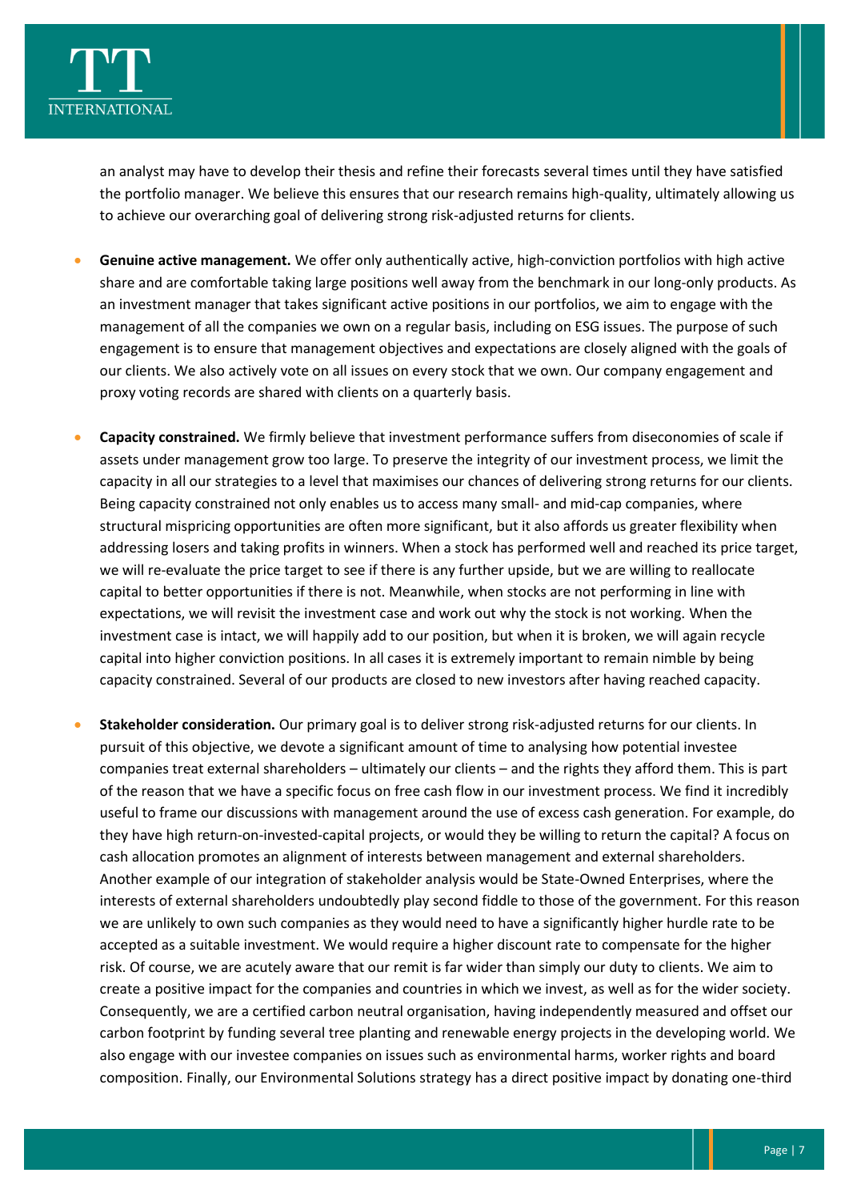an analyst may have to develop their thesis and refine their forecasts several times until they have satisfied the portfolio manager. We believe this ensures that our research remains high-quality, ultimately allowing us to achieve our overarching goal of delivering strong risk-adjusted returns for clients.

- **Genuine active management.** We offer only authentically active, high-conviction portfolios with high active share and are comfortable taking large positions well away from the benchmark in our long-only products. As an investment manager that takes significant active positions in our portfolios, we aim to engage with the management of all the companies we own on a regular basis, including on ESG issues. The purpose of such engagement is to ensure that management objectives and expectations are closely aligned with the goals of our clients. We also actively vote on all issues on every stock that we own. Our company engagement and proxy voting records are shared with clients on a quarterly basis.

- **Capacity constrained.** We firmly believe that investment performance suffers from diseconomies of scale if assets under management grow too large. To preserve the integrity of our investment process, we limit the capacity in all our strategies to a level that maximises our chances of delivering strong returns for our clients. Being capacity constrained not only enables us to access many small- and mid-cap companies, where structural mispricing opportunities are often more significant, but it also affords us greater flexibility when addressing losers and taking profits in winners. When a stock has performed well and reached its price target, we will re-evaluate the price target to see if there is any further upside, but we are willing to reallocate capital to better opportunities if there is not. Meanwhile, when stocks are not performing in line with expectations, we will revisit the investment case and work out why the stock is not working. When the investment case is intact, we will happily add to our position, but when it is broken, we will again recycle capital into higher conviction positions. In all cases it is extremely important to remain nimble by being capacity constrained. Several of our products are closed to new investors after having reached capacity.

- **Stakeholder consideration.** Our primary goal is to deliver strong risk-adjusted returns for our clients. In pursuit of this objective, we devote a significant amount of time to analysing how potential investee companies treat external shareholders – ultimately our clients – and the rights they afford them. This is part of the reason that we have a specific focus on free cash flow in our investment process. We find it incredibly useful to frame our discussions with management around the use of excess cash generation. For example, do they have high return-on-invested-capital projects, or would they be willing to return the capital? A focus on cash allocation promotes an alignment of interests between management and external shareholders. Another example of our integration of stakeholder analysis would be State-Owned Enterprises, where the interests of external shareholders undoubtedly play second fiddle to those of the government. For this reason we are unlikely to own such companies as they would need to have a significantly higher hurdle rate to be accepted as a suitable investment. We would require a higher discount rate to compensate for the higher risk. Of course, we are acutely aware that our remit is far wider than simply our duty to clients. We aim to create a positive impact for the companies and countries in which we invest, as well as for the wider society. Consequently, we are a certified carbon neutral organisation, having independently measured and offset our carbon footprint by funding several tree planting and renewable energy projects in the developing world. We also engage with our investee companies on issues such as environmental harms, worker rights and board composition. Finally, our Environmental Solutions strategy has a direct positive impact by donating one-third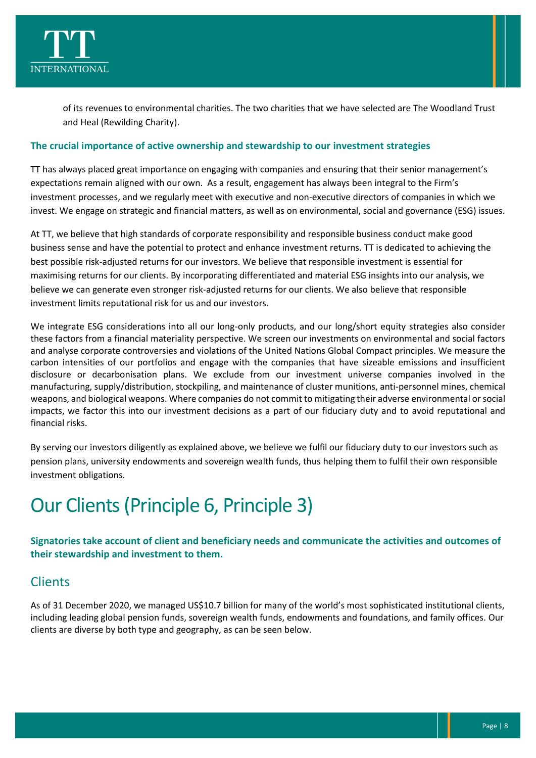of its revenues to environmental charities. The two charities that we have selected are The Woodland Trust and Heal (Rewilding Charity).

### The crucial importance of active ownership and stewardship to our investment strategies

TT has always placed great importance on engaging with companies and ensuring that their senior management's expectations remain aligned with our own. As a result, engagement has always been integral to the Firm's investment processes, and we regularly meet with executive and non-executive directors of companies in which we invest. We engage on strategic and financial matters, as well as on environmental, social and governance (ESG) issues.

At TT, we believe that high standards of corporate responsibility and responsible business conduct make good business sense and have the potential to protect and enhance investment returns. TT is dedicated to achieving the best possible risk-adjusted returns for our investors. We believe that responsible investment is essential for maximising returns for our clients. By incorporating differentiated and material ESG insights into our analysis, we believe we can generate even stronger risk-adjusted returns for our clients. We also believe that responsible investment limits reputational risk for us and our investors.

We integrate ESG considerations into all our long-only products, and our long/short equity strategies also consider these factors from a financial materiality perspective. We screen our investments on environmental and social factors and analyse corporate controversies and violations of the United Nations Global Compact principles. We measure the carbon intensities of our portfolios and engage with the companies that have sizeable emissions and insufficient disclosure or decarbonisation plans. We exclude from our investment universe companies involved in the manufacturing, supply/distribution, stockpiling, and maintenance of cluster munitions, anti-personnel mines, chemical weapons, and biological weapons. Where companies do not commit to mitigating their adverse environmental or social impacts, we factor this into our investment decisions as a part of our fiduciary duty and to avoid reputational and financial risks.

By serving our investors diligently as explained above, we believe we fulfil our fiduciary duty to our investors such as pension plans, university endowments and sovereign wealth funds, thus helping them to fulfil their own responsible investment obligations.

# Our Clients (Principle 6, Principle 3)

**Signatories take account of client and beneficiary needs and communicate the activities and outcomes of their stewardship and investment to them.**

## Clients

As of 31 December 2020, we managed US$10.7 billion for many of the world's most sophisticated institutional clients, including leading global pension funds, sovereign wealth funds, endowments and foundations, and family offices. Our clients are diverse by both type and geography, as can be seen below.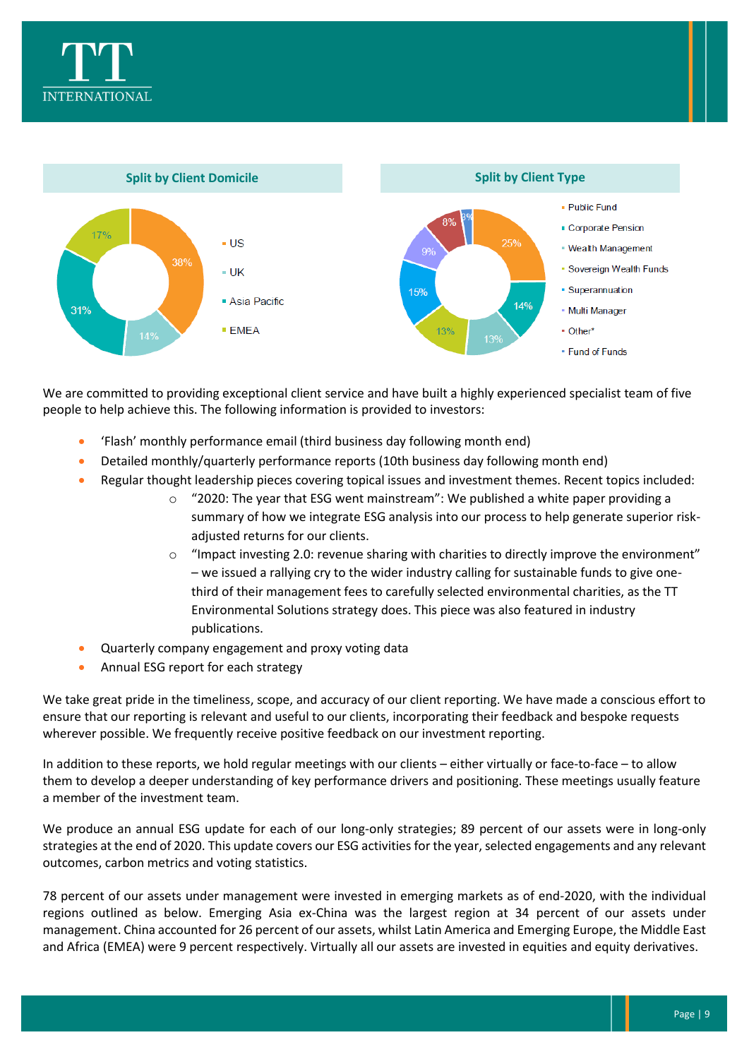**Split by Client Domicile**

| Region | Share |
| --- | --- |
| US | 38% |
| UK | 14% |
| Asia Pacific | 31% |
| EMEA | 17% |

**Split by Client Type**

| Client Type | Share |
| --- | --- |
| Public Fund | 25% |
| Corporate Pension | 14% |
| Wealth Management | 13% |
| Sovereign Wealth Funds | 13% |
| Superannuation | 15% |
| Multi Manager | 9% |
| Other* | 8% |
| Fund of Funds | 3% |

We are committed to providing exceptional client service and have built a highly experienced specialist team of five people to help achieve this. The following information is provided to investors:

- 'Flash' monthly performance email (third business day following month end)
- Detailed monthly/quarterly performance reports (10th business day following month end)
- Regular thought leadership pieces covering topical issues and investment themes. Recent topics included:
  - "2020: The year that ESG went mainstream": We published a white paper providing a summary of how we integrate ESG analysis into our process to help generate superior risk-adjusted returns for our clients.
  - "Impact investing 2.0: revenue sharing with charities to directly improve the environment" – we issued a rallying cry to the wider industry calling for sustainable funds to give one-third of their management fees to carefully selected environmental charities, as the TT Environmental Solutions strategy does. This piece was also featured in industry publications.
- Quarterly company engagement and proxy voting data
- Annual ESG report for each strategy

We take great pride in the timeliness, scope, and accuracy of our client reporting. We have made a conscious effort to ensure that our reporting is relevant and useful to our clients, incorporating their feedback and bespoke requests wherever possible. We frequently receive positive feedback on our investment reporting.

In addition to these reports, we hold regular meetings with our clients – either virtually or face-to-face – to allow them to develop a deeper understanding of key performance drivers and positioning. These meetings usually feature a member of the investment team.

We produce an annual ESG update for each of our long-only strategies; 89 percent of our assets were in long-only strategies at the end of 2020. This update covers our ESG activities for the year, selected engagements and any relevant outcomes, carbon metrics and voting statistics.

78 percent of our assets under management were invested in emerging markets as of end-2020, with the individual regions outlined as below. Emerging Asia ex-China was the largest region at 34 percent of our assets under management. China accounted for 26 percent of our assets, whilst Latin America and Emerging Europe, the Middle East and Africa (EMEA) were 9 percent respectively. Virtually all our assets are invested in equities and equity derivatives.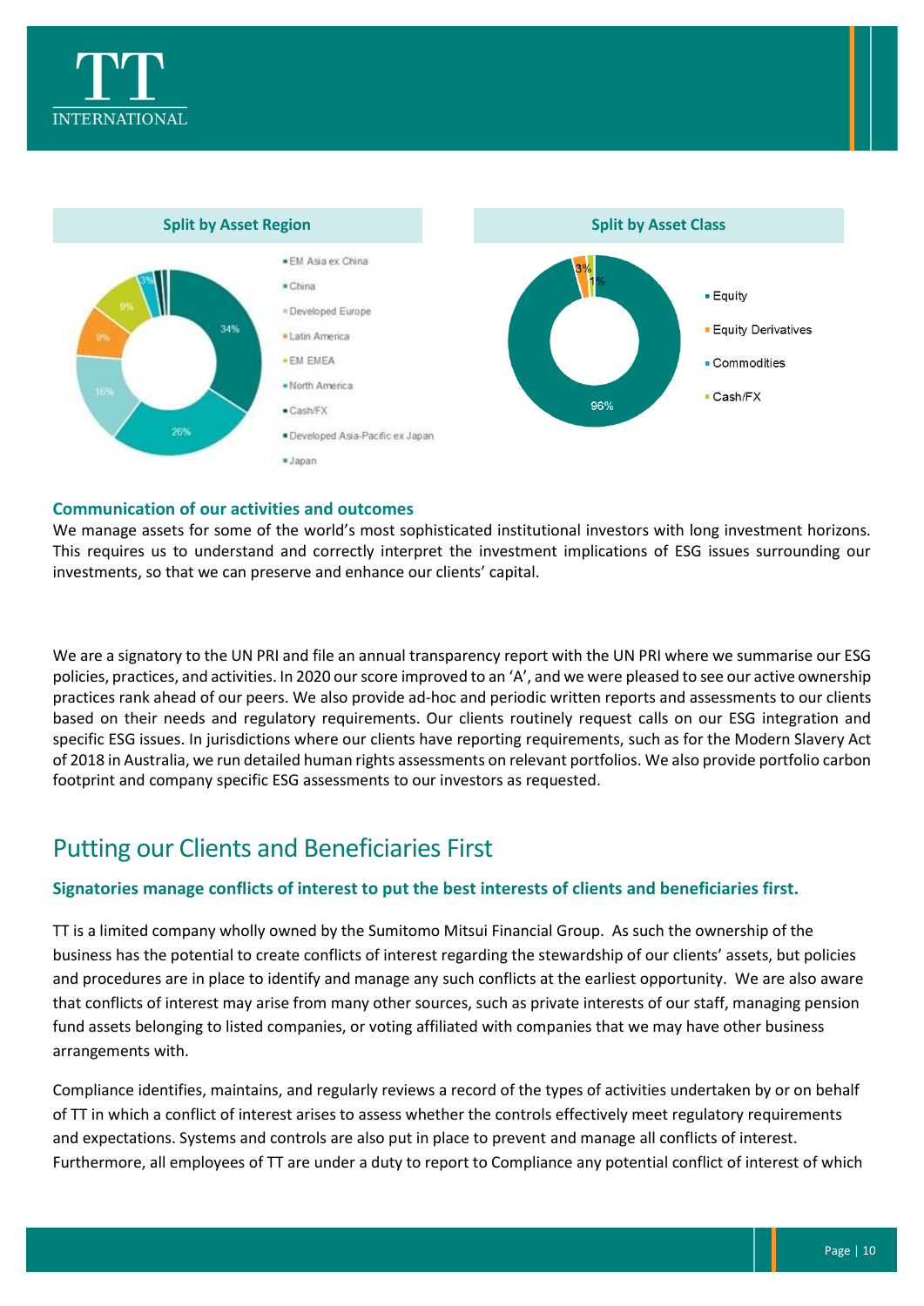**Split by Asset Region**

- EM Asia ex China
- China
- Developed Europe
- Latin America
- EM EMEA
- North America
- Cash/FX
- Developed Asia-Pacific ex Japan
- Japan

34%, 26%, 16%, 9%, 9%, 3%

**Split by Asset Class**

- Equity
- Equity Derivatives
- Commodities
- Cash/FX

96%, 3%, 1%

### Communication of our activities and outcomes

We manage assets for some of the world's most sophisticated institutional investors with long investment horizons. This requires us to understand and correctly interpret the investment implications of ESG issues surrounding our investments, so that we can preserve and enhance our clients' capital.

We are a signatory to the UN PRI and file an annual transparency report with the UN PRI where we summarise our ESG policies, practices, and activities. In 2020 our score improved to an 'A', and we were pleased to see our active ownership practices rank ahead of our peers. We also provide ad-hoc and periodic written reports and assessments to our clients based on their needs and regulatory requirements. Our clients routinely request calls on our ESG integration and specific ESG issues. In jurisdictions where our clients have reporting requirements, such as for the Modern Slavery Act of 2018 in Australia, we run detailed human rights assessments on relevant portfolios. We also provide portfolio carbon footprint and company specific ESG assessments to our investors as requested.

## Putting our Clients and Beneficiaries First

### Signatories manage conflicts of interest to put the best interests of clients and beneficiaries first.

TT is a limited company wholly owned by the Sumitomo Mitsui Financial Group. As such the ownership of the business has the potential to create conflicts of interest regarding the stewardship of our clients' assets, but policies and procedures are in place to identify and manage any such conflicts at the earliest opportunity. We are also aware that conflicts of interest may arise from many other sources, such as private interests of our staff, managing pension fund assets belonging to listed companies, or voting affiliated with companies that we may have other business arrangements with.

Compliance identifies, maintains, and regularly reviews a record of the types of activities undertaken by or on behalf of TT in which a conflict of interest arises to assess whether the controls effectively meet regulatory requirements and expectations. Systems and controls are also put in place to prevent and manage all conflicts of interest. Furthermore, all employees of TT are under a duty to report to Compliance any potential conflict of interest of which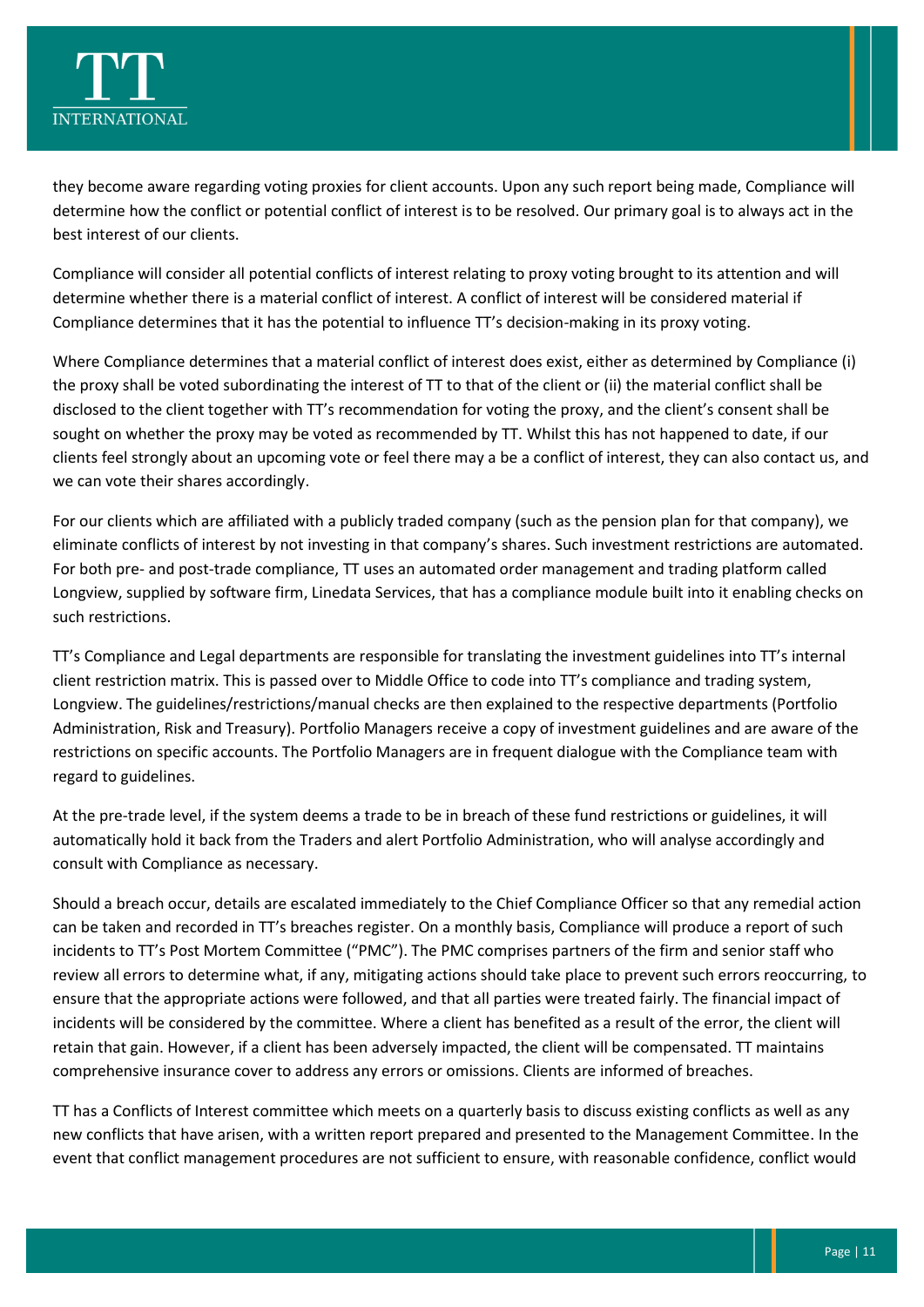they become aware regarding voting proxies for client accounts. Upon any such report being made, Compliance will determine how the conflict or potential conflict of interest is to be resolved. Our primary goal is to always act in the best interest of our clients.

Compliance will consider all potential conflicts of interest relating to proxy voting brought to its attention and will determine whether there is a material conflict of interest. A conflict of interest will be considered material if Compliance determines that it has the potential to influence TT's decision-making in its proxy voting.

Where Compliance determines that a material conflict of interest does exist, either as determined by Compliance (i) the proxy shall be voted subordinating the interest of TT to that of the client or (ii) the material conflict shall be disclosed to the client together with TT's recommendation for voting the proxy, and the client's consent shall be sought on whether the proxy may be voted as recommended by TT. Whilst this has not happened to date, if our clients feel strongly about an upcoming vote or feel there may a be a conflict of interest, they can also contact us, and we can vote their shares accordingly.

For our clients which are affiliated with a publicly traded company (such as the pension plan for that company), we eliminate conflicts of interest by not investing in that company's shares. Such investment restrictions are automated. For both pre- and post-trade compliance, TT uses an automated order management and trading platform called Longview, supplied by software firm, Linedata Services, that has a compliance module built into it enabling checks on such restrictions.

TT's Compliance and Legal departments are responsible for translating the investment guidelines into TT's internal client restriction matrix. This is passed over to Middle Office to code into TT's compliance and trading system, Longview. The guidelines/restrictions/manual checks are then explained to the respective departments (Portfolio Administration, Risk and Treasury). Portfolio Managers receive a copy of investment guidelines and are aware of the restrictions on specific accounts. The Portfolio Managers are in frequent dialogue with the Compliance team with regard to guidelines.

At the pre-trade level, if the system deems a trade to be in breach of these fund restrictions or guidelines, it will automatically hold it back from the Traders and alert Portfolio Administration, who will analyse accordingly and consult with Compliance as necessary.

Should a breach occur, details are escalated immediately to the Chief Compliance Officer so that any remedial action can be taken and recorded in TT's breaches register. On a monthly basis, Compliance will produce a report of such incidents to TT's Post Mortem Committee ("PMC"). The PMC comprises partners of the firm and senior staff who review all errors to determine what, if any, mitigating actions should take place to prevent such errors reoccurring, to ensure that the appropriate actions were followed, and that all parties were treated fairly. The financial impact of incidents will be considered by the committee. Where a client has benefited as a result of the error, the client will retain that gain. However, if a client has been adversely impacted, the client will be compensated. TT maintains comprehensive insurance cover to address any errors or omissions. Clients are informed of breaches.

TT has a Conflicts of Interest committee which meets on a quarterly basis to discuss existing conflicts as well as any new conflicts that have arisen, with a written report prepared and presented to the Management Committee. In the event that conflict management procedures are not sufficient to ensure, with reasonable confidence, conflict would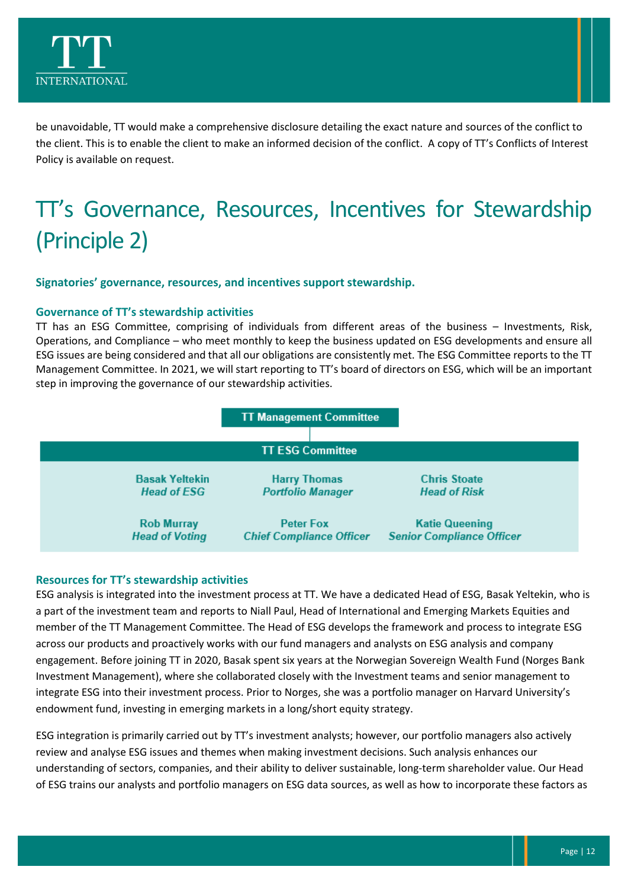be unavoidable, TT would make a comprehensive disclosure detailing the exact nature and sources of the conflict to the client. This is to enable the client to make an informed decision of the conflict. A copy of TT's Conflicts of Interest Policy is available on request.

# TT's Governance, Resources, Incentives for Stewardship (Principle 2)

**Signatories' governance, resources, and incentives support stewardship.**

### Governance of TT's stewardship activities

TT has an ESG Committee, comprising of individuals from different areas of the business – Investments, Risk, Operations, and Compliance – who meet monthly to keep the business updated on ESG developments and ensure all ESG issues are being considered and that all our obligations are consistently met. The ESG Committee reports to the TT Management Committee. In 2021, we will start reporting to TT's board of directors on ESG, which will be an important step in improving the governance of our stewardship activities.

**TT Management Committee**

| TT ESG Committee | | |
|---|---|---|
| Basak Yeltekin<br>*Head of ESG* | Harry Thomas<br>*Portfolio Manager* | Chris Stoate<br>*Head of Risk* |
| Rob Murray<br>*Head of Voting* | Peter Fox<br>*Chief Compliance Officer* | Katie Queening<br>*Senior Compliance Officer* |

### Resources for TT's stewardship activities

ESG analysis is integrated into the investment process at TT. We have a dedicated Head of ESG, Basak Yeltekin, who is a part of the investment team and reports to Niall Paul, Head of International and Emerging Markets Equities and member of the TT Management Committee. The Head of ESG develops the framework and process to integrate ESG across our products and proactively works with our fund managers and analysts on ESG analysis and company engagement. Before joining TT in 2020, Basak spent six years at the Norwegian Sovereign Wealth Fund (Norges Bank Investment Management), where she collaborated closely with the Investment teams and senior management to integrate ESG into their investment process. Prior to Norges, she was a portfolio manager on Harvard University's endowment fund, investing in emerging markets in a long/short equity strategy.

ESG integration is primarily carried out by TT's investment analysts; however, our portfolio managers also actively review and analyse ESG issues and themes when making investment decisions. Such analysis enhances our understanding of sectors, companies, and their ability to deliver sustainable, long-term shareholder value. Our Head of ESG trains our analysts and portfolio managers on ESG data sources, as well as how to incorporate these factors as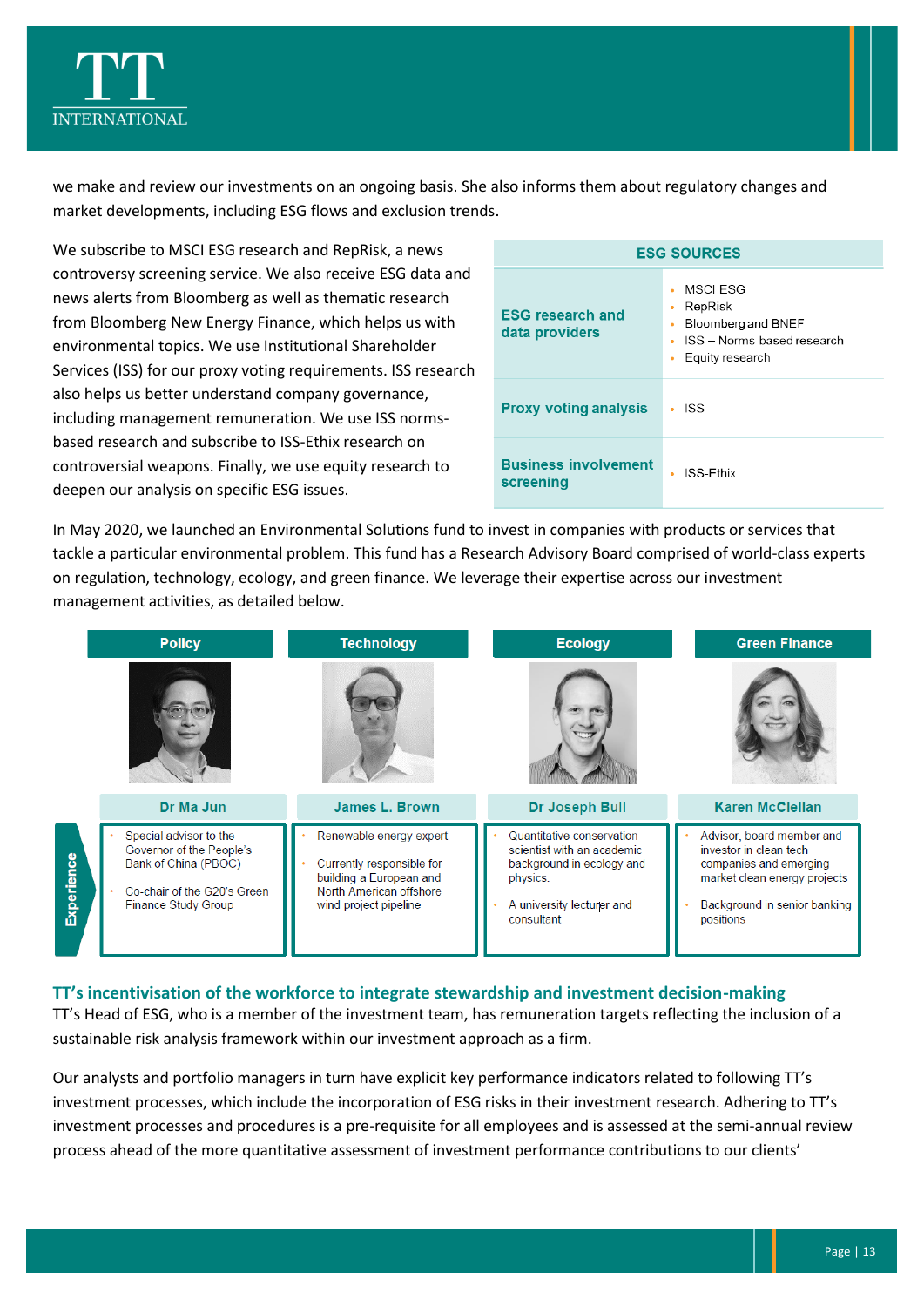we make and review our investments on an ongoing basis. She also informs them about regulatory changes and market developments, including ESG flows and exclusion trends.

We subscribe to MSCI ESG research and RepRisk, a news controversy screening service. We also receive ESG data and news alerts from Bloomberg as well as thematic research from Bloomberg New Energy Finance, which helps us with environmental topics. We use Institutional Shareholder Services (ISS) for our proxy voting requirements. ISS research also helps us better understand company governance, including management remuneration. We use ISS norms-based research and subscribe to ISS-Ethix research on controversial weapons. Finally, we use equity research to deepen our analysis on specific ESG issues.

| ESG SOURCES | |
|---|---|
| **ESG research and data providers** | • MSCI ESG<br>• RepRisk<br>• Bloomberg and BNEF<br>• ISS – Norms-based research<br>• Equity research |
| **Proxy voting analysis** | • ISS |
| **Business involvement screening** | • ISS-Ethix |

In May 2020, we launched an Environmental Solutions fund to invest in companies with products or services that tackle a particular environmental problem. This fund has a Research Advisory Board comprised of world-class experts on regulation, technology, ecology, and green finance. We leverage their expertise across our investment management activities, as detailed below.

| | Policy | Technology | Ecology | Green Finance |
|---|---|---|---|---|
| | **Dr Ma Jun** | **James L. Brown** | **Dr Joseph Bull** | **Karen McClellan** |
| **Experience** | • Special advisor to the Governor of the People's Bank of China (PBOC)<br>• Co-chair of the G20's Green Finance Study Group | • Renewable energy expert<br>• Currently responsible for building a European and North American offshore wind project pipeline | • Quantitative conservation scientist with an academic background in ecology and physics.<br>• A university lecturer and consultant | • Advisor, board member and investor in clean tech companies and emerging market clean energy projects<br>• Background in senior banking positions |

## TT's incentivisation of the workforce to integrate stewardship and investment decision-making

TT's Head of ESG, who is a member of the investment team, has remuneration targets reflecting the inclusion of a sustainable risk analysis framework within our investment approach as a firm.

Our analysts and portfolio managers in turn have explicit key performance indicators related to following TT's investment processes, which include the incorporation of ESG risks in their investment research. Adhering to TT's investment processes and procedures is a pre-requisite for all employees and is assessed at the semi-annual review process ahead of the more quantitative assessment of investment performance contributions to our clients'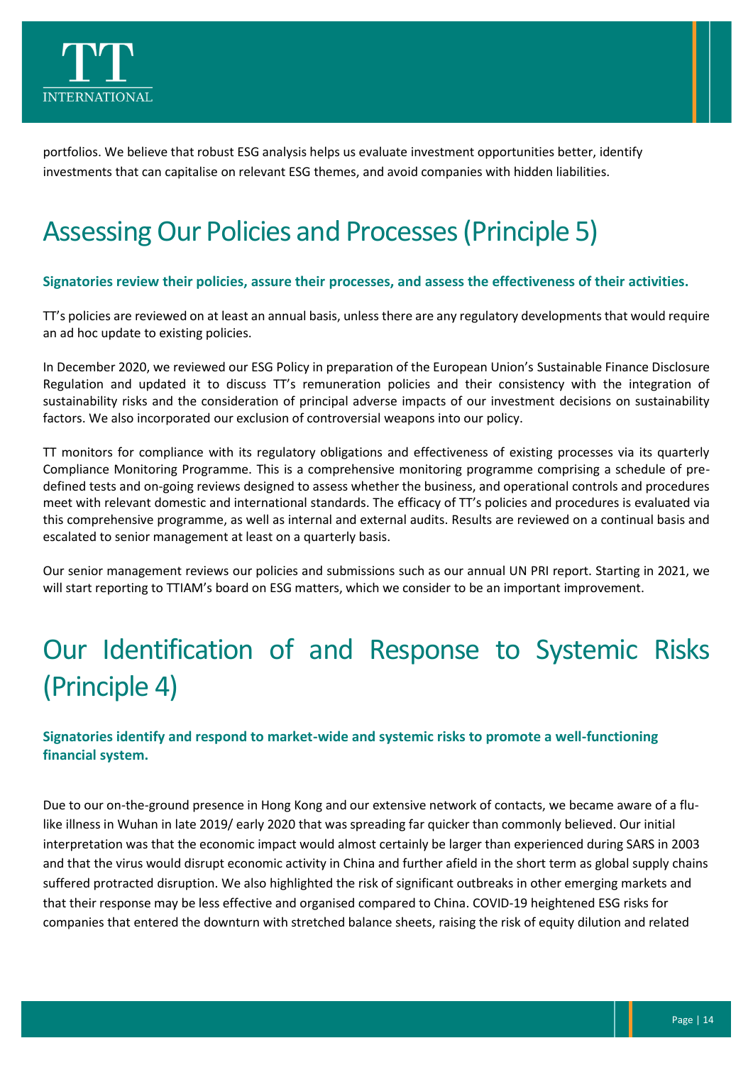portfolios. We believe that robust ESG analysis helps us evaluate investment opportunities better, identify investments that can capitalise on relevant ESG themes, and avoid companies with hidden liabilities.

# Assessing Our Policies and Processes (Principle 5)

**Signatories review their policies, assure their processes, and assess the effectiveness of their activities.**

TT's policies are reviewed on at least an annual basis, unless there are any regulatory developments that would require an ad hoc update to existing policies.

In December 2020, we reviewed our ESG Policy in preparation of the European Union's Sustainable Finance Disclosure Regulation and updated it to discuss TT's remuneration policies and their consistency with the integration of sustainability risks and the consideration of principal adverse impacts of our investment decisions on sustainability factors. We also incorporated our exclusion of controversial weapons into our policy.

TT monitors for compliance with its regulatory obligations and effectiveness of existing processes via its quarterly Compliance Monitoring Programme. This is a comprehensive monitoring programme comprising a schedule of pre-defined tests and on-going reviews designed to assess whether the business, and operational controls and procedures meet with relevant domestic and international standards. The efficacy of TT's policies and procedures is evaluated via this comprehensive programme, as well as internal and external audits. Results are reviewed on a continual basis and escalated to senior management at least on a quarterly basis.

Our senior management reviews our policies and submissions such as our annual UN PRI report. Starting in 2021, we will start reporting to TTIAM's board on ESG matters, which we consider to be an important improvement.

# Our Identification of and Response to Systemic Risks (Principle 4)

**Signatories identify and respond to market-wide and systemic risks to promote a well-functioning financial system.**

Due to our on-the-ground presence in Hong Kong and our extensive network of contacts, we became aware of a flu-like illness in Wuhan in late 2019/ early 2020 that was spreading far quicker than commonly believed. Our initial interpretation was that the economic impact would almost certainly be larger than experienced during SARS in 2003 and that the virus would disrupt economic activity in China and further afield in the short term as global supply chains suffered protracted disruption. We also highlighted the risk of significant outbreaks in other emerging markets and that their response may be less effective and organised compared to China. COVID-19 heightened ESG risks for companies that entered the downturn with stretched balance sheets, raising the risk of equity dilution and related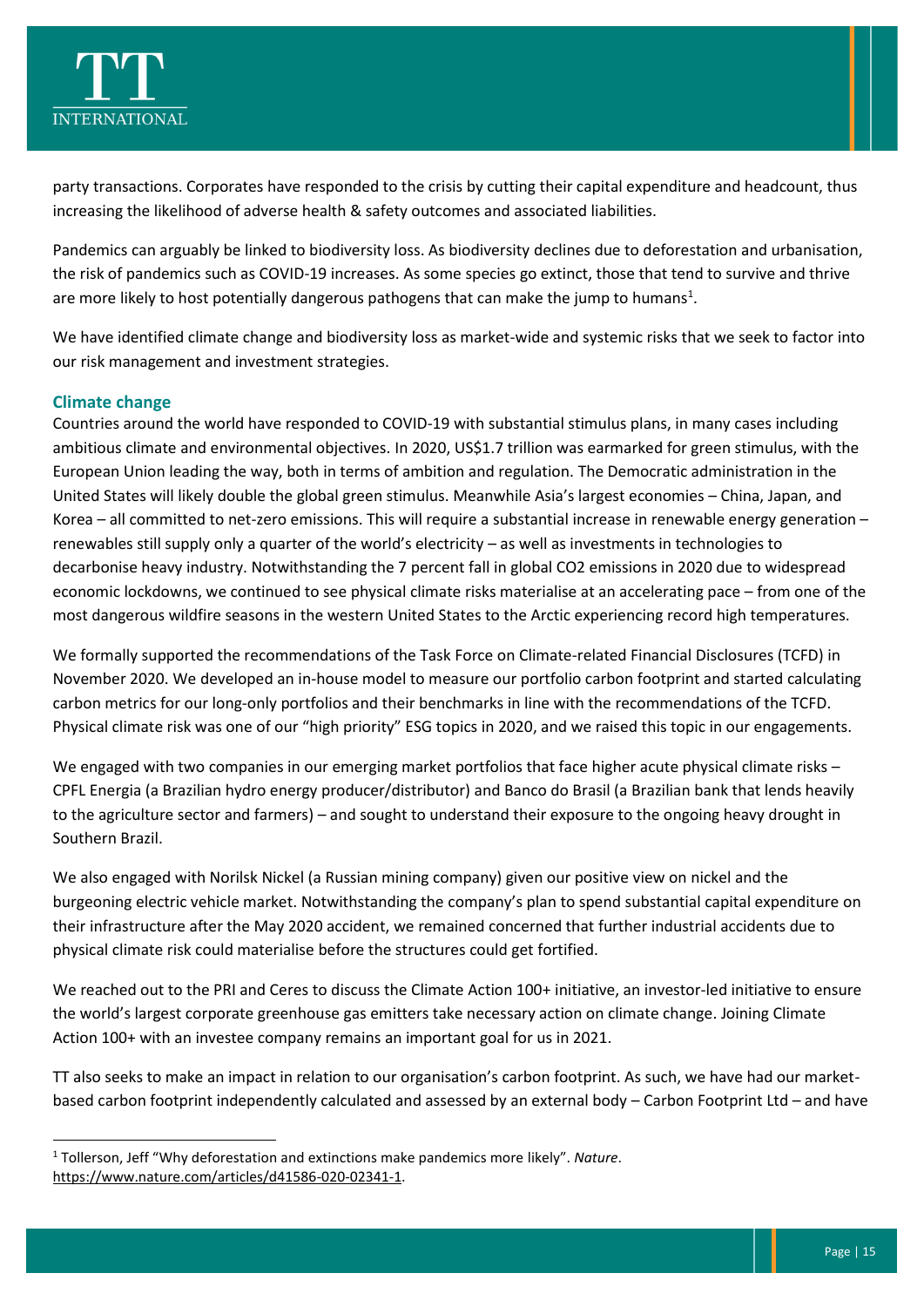party transactions. Corporates have responded to the crisis by cutting their capital expenditure and headcount, thus increasing the likelihood of adverse health & safety outcomes and associated liabilities.

Pandemics can arguably be linked to biodiversity loss. As biodiversity declines due to deforestation and urbanisation, the risk of pandemics such as COVID-19 increases. As some species go extinct, those that tend to survive and thrive are more likely to host potentially dangerous pathogens that can make the jump to humans[1].

We have identified climate change and biodiversity loss as market-wide and systemic risks that we seek to factor into our risk management and investment strategies.

### Climate change

Countries around the world have responded to COVID-19 with substantial stimulus plans, in many cases including ambitious climate and environmental objectives. In 2020, US$1.7 trillion was earmarked for green stimulus, with the European Union leading the way, both in terms of ambition and regulation. The Democratic administration in the United States will likely double the global green stimulus. Meanwhile Asia's largest economies – China, Japan, and Korea – all committed to net-zero emissions. This will require a substantial increase in renewable energy generation – renewables still supply only a quarter of the world's electricity – as well as investments in technologies to decarbonise heavy industry. Notwithstanding the 7 percent fall in global $CO_2$ emissions in 2020 due to widespread economic lockdowns, we continued to see physical climate risks materialise at an accelerating pace – from one of the most dangerous wildfire seasons in the western United States to the Arctic experiencing record high temperatures.

We formally supported the recommendations of the Task Force on Climate-related Financial Disclosures (TCFD) in November 2020. We developed an in-house model to measure our portfolio carbon footprint and started calculating carbon metrics for our long-only portfolios and their benchmarks in line with the recommendations of the TCFD. Physical climate risk was one of our "high priority" ESG topics in 2020, and we raised this topic in our engagements.

We engaged with two companies in our emerging market portfolios that face higher acute physical climate risks – CPFL Energia (a Brazilian hydro energy producer/distributor) and Banco do Brasil (a Brazilian bank that lends heavily to the agriculture sector and farmers) – and sought to understand their exposure to the ongoing heavy drought in Southern Brazil.

We also engaged with Norilsk Nickel (a Russian mining company) given our positive view on nickel and the burgeoning electric vehicle market. Notwithstanding the company's plan to spend substantial capital expenditure on their infrastructure after the May 2020 accident, we remained concerned that further industrial accidents due to physical climate risk could materialise before the structures could get fortified.

We reached out to the PRI and Ceres to discuss the Climate Action 100+ initiative, an investor-led initiative to ensure the world's largest corporate greenhouse gas emitters take necessary action on climate change. Joining Climate Action 100+ with an investee company remains an important goal for us in 2021.

TT also seeks to make an impact in relation to our organisation's carbon footprint. As such, we have had our market-based carbon footprint independently calculated and assessed by an external body – Carbon Footprint Ltd – and have

---

[1] Tollerson, Jeff "Why deforestation and extinctions make pandemics more likely". *Nature*. https://www.nature.com/articles/d41586-020-02341-1.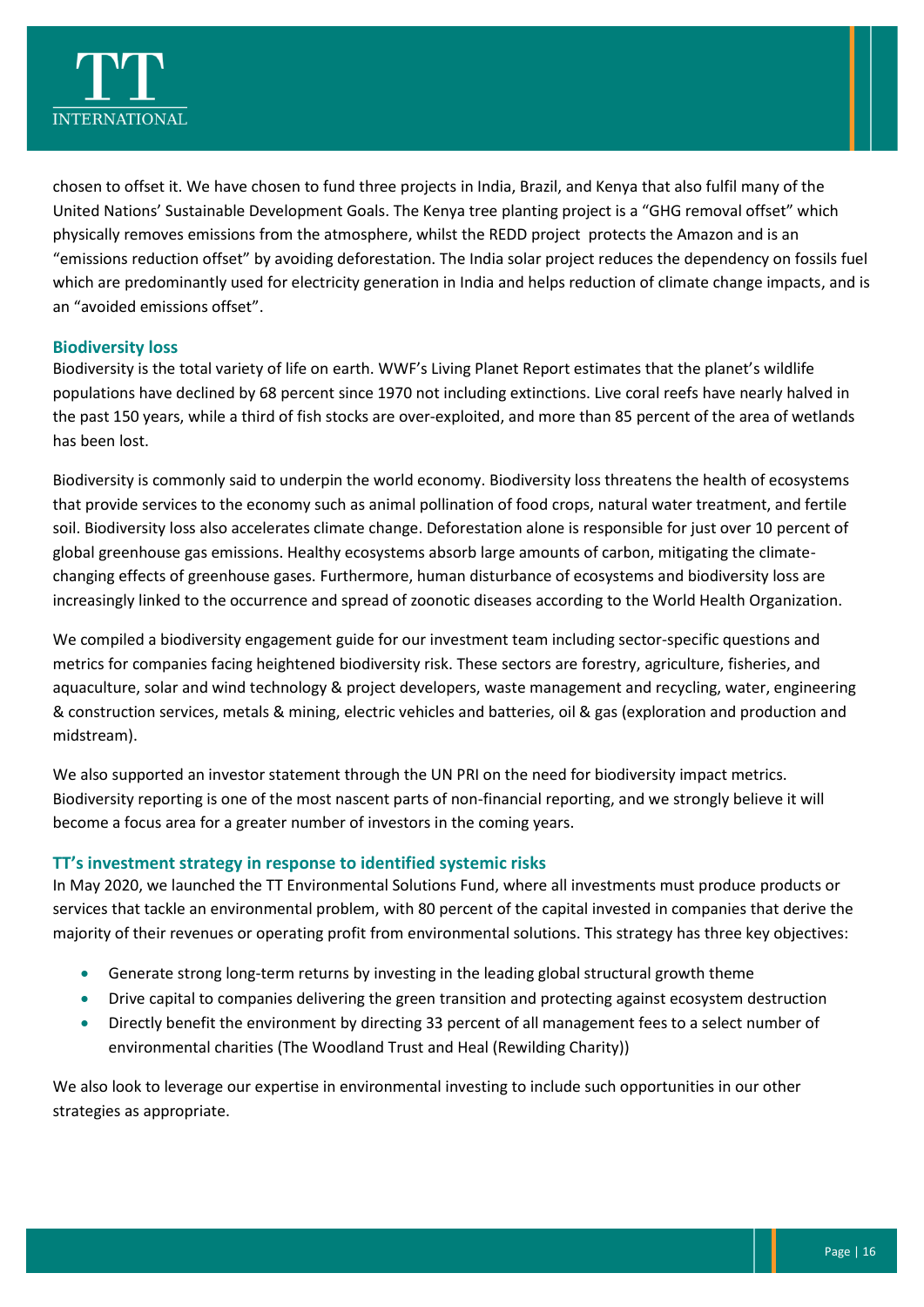chosen to offset it. We have chosen to fund three projects in India, Brazil, and Kenya that also fulfil many of the United Nations' Sustainable Development Goals. The Kenya tree planting project is a "GHG removal offset" which physically removes emissions from the atmosphere, whilst the REDD project protects the Amazon and is an "emissions reduction offset" by avoiding deforestation. The India solar project reduces the dependency on fossils fuel which are predominantly used for electricity generation in India and helps reduction of climate change impacts, and is an "avoided emissions offset".

### Biodiversity loss

Biodiversity is the total variety of life on earth. WWF's Living Planet Report estimates that the planet's wildlife populations have declined by 68 percent since 1970 not including extinctions. Live coral reefs have nearly halved in the past 150 years, while a third of fish stocks are over-exploited, and more than 85 percent of the area of wetlands has been lost.

Biodiversity is commonly said to underpin the world economy. Biodiversity loss threatens the health of ecosystems that provide services to the economy such as animal pollination of food crops, natural water treatment, and fertile soil. Biodiversity loss also accelerates climate change. Deforestation alone is responsible for just over 10 percent of global greenhouse gas emissions. Healthy ecosystems absorb large amounts of carbon, mitigating the climate-changing effects of greenhouse gases. Furthermore, human disturbance of ecosystems and biodiversity loss are increasingly linked to the occurrence and spread of zoonotic diseases according to the World Health Organization.

We compiled a biodiversity engagement guide for our investment team including sector-specific questions and metrics for companies facing heightened biodiversity risk. These sectors are forestry, agriculture, fisheries, and aquaculture, solar and wind technology & project developers, waste management and recycling, water, engineering & construction services, metals & mining, electric vehicles and batteries, oil & gas (exploration and production and midstream).

We also supported an investor statement through the UN PRI on the need for biodiversity impact metrics. Biodiversity reporting is one of the most nascent parts of non-financial reporting, and we strongly believe it will become a focus area for a greater number of investors in the coming years.

### TT's investment strategy in response to identified systemic risks

In May 2020, we launched the TT Environmental Solutions Fund, where all investments must produce products or services that tackle an environmental problem, with 80 percent of the capital invested in companies that derive the majority of their revenues or operating profit from environmental solutions. This strategy has three key objectives:

- Generate strong long-term returns by investing in the leading global structural growth theme
- Drive capital to companies delivering the green transition and protecting against ecosystem destruction
- Directly benefit the environment by directing 33 percent of all management fees to a select number of environmental charities (The Woodland Trust and Heal (Rewilding Charity))

We also look to leverage our expertise in environmental investing to include such opportunities in our other strategies as appropriate.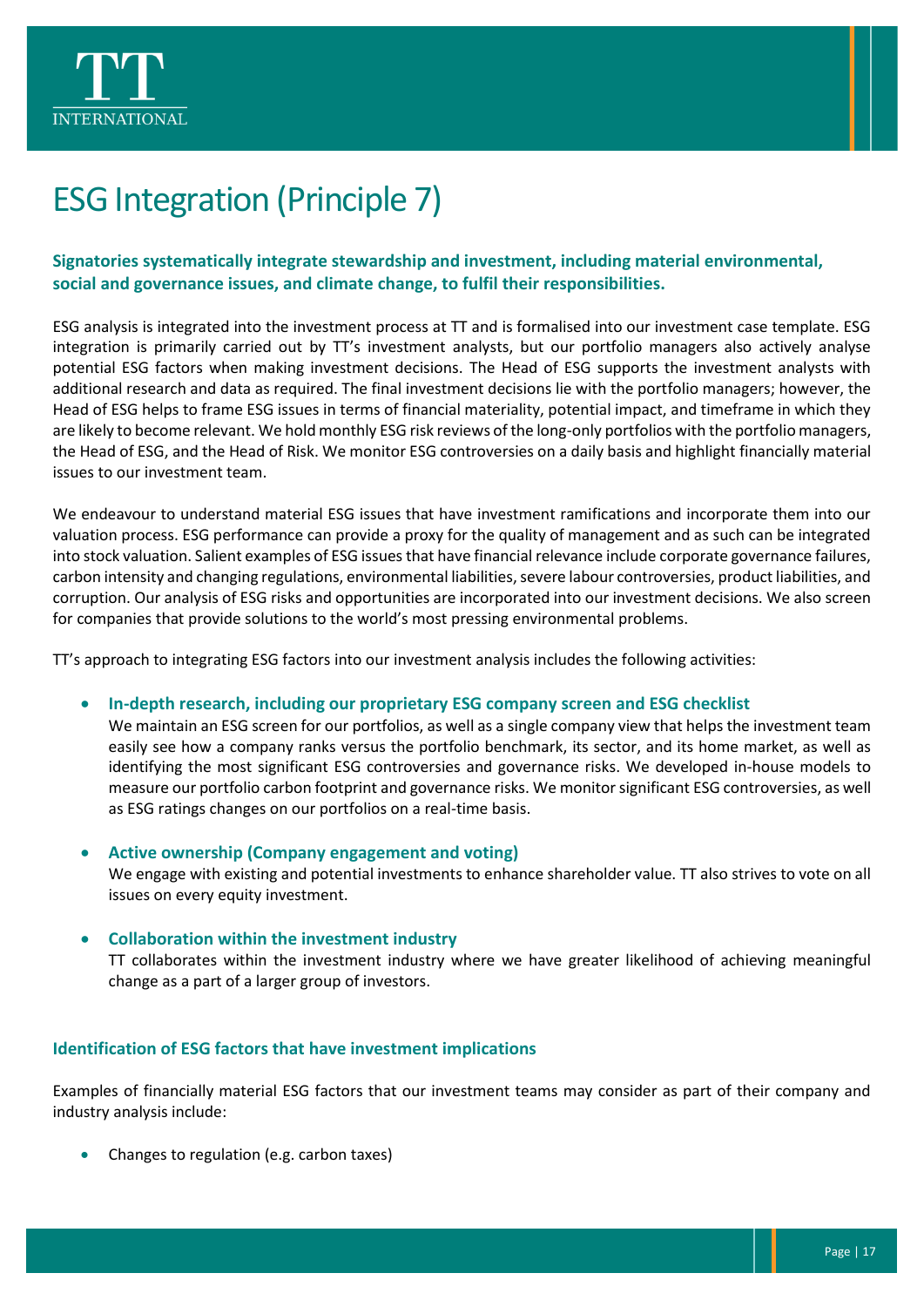# ESG Integration (Principle 7)

**Signatories systematically integrate stewardship and investment, including material environmental, social and governance issues, and climate change, to fulfil their responsibilities.**

ESG analysis is integrated into the investment process at TT and is formalised into our investment case template. ESG integration is primarily carried out by TT's investment analysts, but our portfolio managers also actively analyse potential ESG factors when making investment decisions. The Head of ESG supports the investment analysts with additional research and data as required. The final investment decisions lie with the portfolio managers; however, the Head of ESG helps to frame ESG issues in terms of financial materiality, potential impact, and timeframe in which they are likely to become relevant. We hold monthly ESG risk reviews of the long-only portfolios with the portfolio managers, the Head of ESG, and the Head of Risk. We monitor ESG controversies on a daily basis and highlight financially material issues to our investment team.

We endeavour to understand material ESG issues that have investment ramifications and incorporate them into our valuation process. ESG performance can provide a proxy for the quality of management and as such can be integrated into stock valuation. Salient examples of ESG issues that have financial relevance include corporate governance failures, carbon intensity and changing regulations, environmental liabilities, severe labour controversies, product liabilities, and corruption. Our analysis of ESG risks and opportunities are incorporated into our investment decisions. We also screen for companies that provide solutions to the world's most pressing environmental problems.

TT's approach to integrating ESG factors into our investment analysis includes the following activities:

- **In-depth research, including our proprietary ESG company screen and ESG checklist**
  We maintain an ESG screen for our portfolios, as well as a single company view that helps the investment team easily see how a company ranks versus the portfolio benchmark, its sector, and its home market, as well as identifying the most significant ESG controversies and governance risks. We developed in-house models to measure our portfolio carbon footprint and governance risks. We monitor significant ESG controversies, as well as ESG ratings changes on our portfolios on a real-time basis.

- **Active ownership (Company engagement and voting)**
  We engage with existing and potential investments to enhance shareholder value. TT also strives to vote on all issues on every equity investment.

- **Collaboration within the investment industry**
  TT collaborates within the investment industry where we have greater likelihood of achieving meaningful change as a part of a larger group of investors.

### Identification of ESG factors that have investment implications

Examples of financially material ESG factors that our investment teams may consider as part of their company and industry analysis include:

- Changes to regulation (e.g. carbon taxes)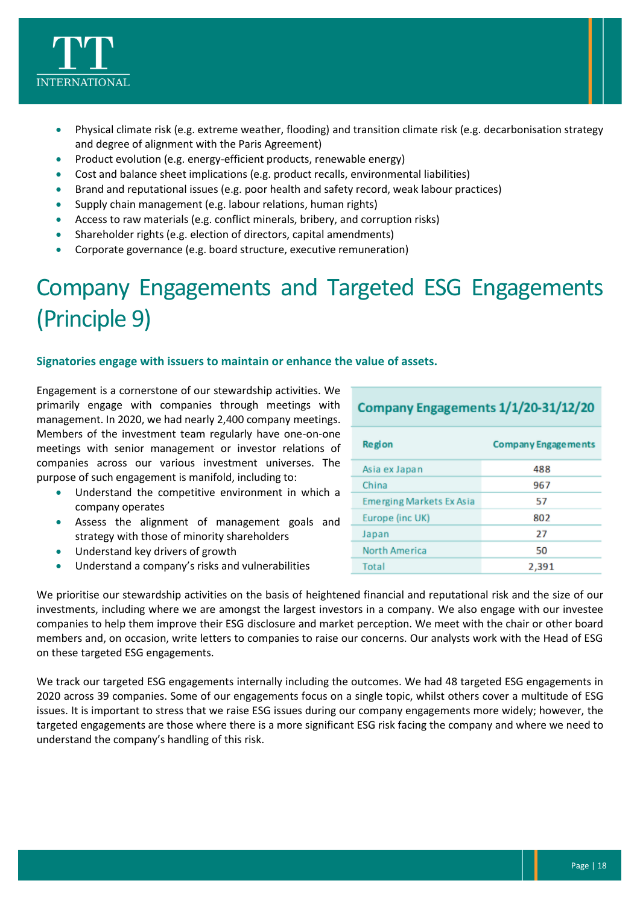- Physical climate risk (e.g. extreme weather, flooding) and transition climate risk (e.g. decarbonisation strategy and degree of alignment with the Paris Agreement)
- Product evolution (e.g. energy-efficient products, renewable energy)
- Cost and balance sheet implications (e.g. product recalls, environmental liabilities)
- Brand and reputational issues (e.g. poor health and safety record, weak labour practices)
- Supply chain management (e.g. labour relations, human rights)
- Access to raw materials (e.g. conflict minerals, bribery, and corruption risks)
- Shareholder rights (e.g. election of directors, capital amendments)
- Corporate governance (e.g. board structure, executive remuneration)

# Company Engagements and Targeted ESG Engagements (Principle 9)

**Signatories engage with issuers to maintain or enhance the value of assets.**

Engagement is a cornerstone of our stewardship activities. We primarily engage with companies through meetings with management. In 2020, we had nearly 2,400 company meetings. Members of the investment team regularly have one-on-one meetings with senior management or investor relations of companies across our various investment universes. The purpose of such engagement is manifold, including to:

- Understand the competitive environment in which a company operates
- Assess the alignment of management goals and strategy with those of minority shareholders
- Understand key drivers of growth
- Understand a company's risks and vulnerabilities

**Company Engagements 1/1/20-31/12/20**

| Region | Company Engagements |
|---|---|
| Asia ex Japan | 488 |
| China | 967 |
| Emerging Markets Ex Asia | 57 |
| Europe (inc UK) | 802 |
| Japan | 27 |
| North America | 50 |
| Total | 2,391 |

We prioritise our stewardship activities on the basis of heightened financial and reputational risk and the size of our investments, including where we are amongst the largest investors in a company. We also engage with our investee companies to help them improve their ESG disclosure and market perception. We meet with the chair or other board members and, on occasion, write letters to companies to raise our concerns. Our analysts work with the Head of ESG on these targeted ESG engagements.

We track our targeted ESG engagements internally including the outcomes. We had 48 targeted ESG engagements in 2020 across 39 companies. Some of our engagements focus on a single topic, whilst others cover a multitude of ESG issues. It is important to stress that we raise ESG issues during our company engagements more widely; however, the targeted engagements are those where there is a more significant ESG risk facing the company and where we need to understand the company's handling of this risk.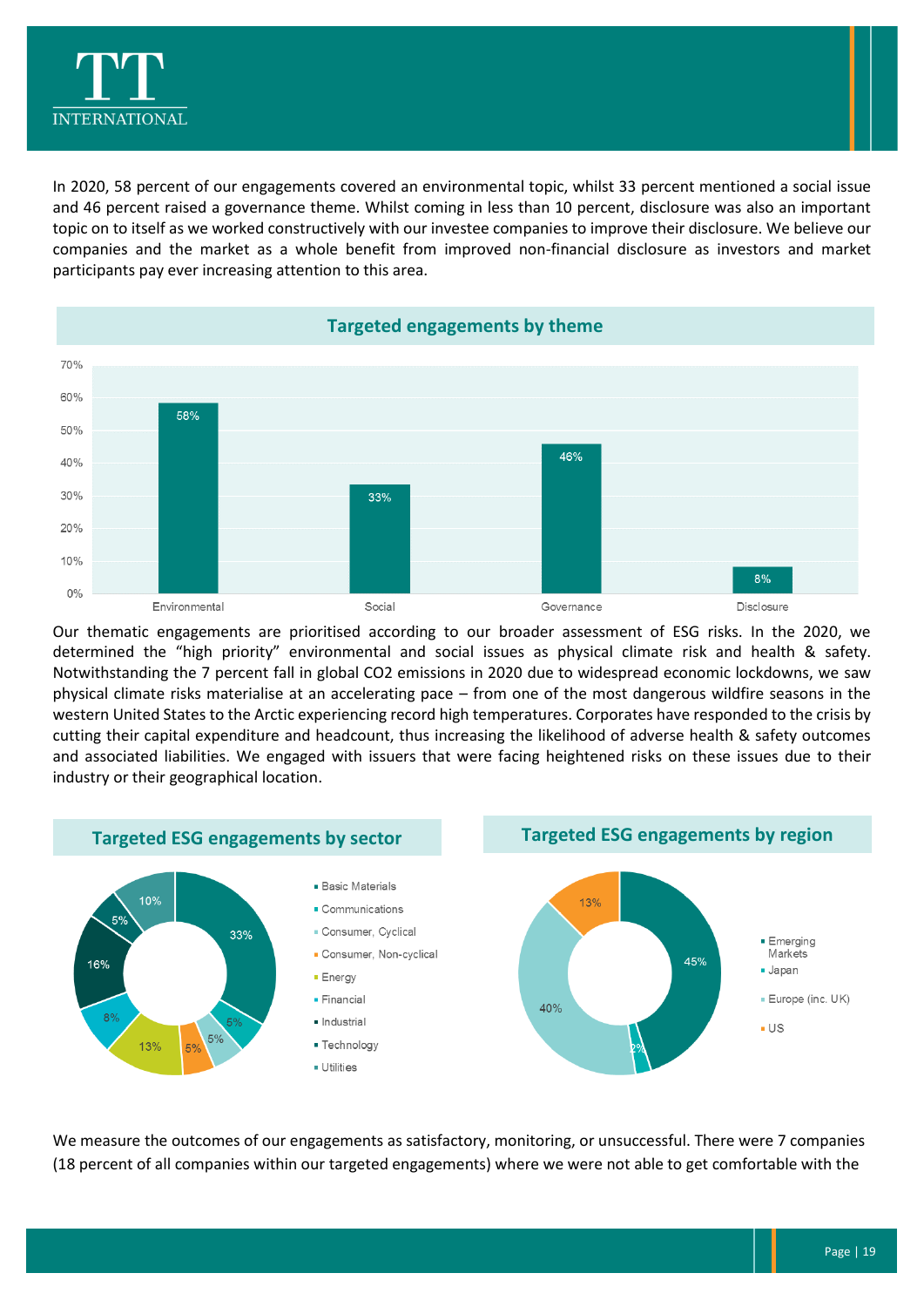In 2020, 58 percent of our engagements covered an environmental topic, whilst 33 percent mentioned a social issue and 46 percent raised a governance theme. Whilst coming in less than 10 percent, disclosure was also an important topic on to itself as we worked constructively with our investee companies to improve their disclosure. We believe our companies and the market as a whole benefit from improved non-financial disclosure as investors and market participants pay ever increasing attention to this area.

### Targeted engagements by theme

| Theme | Share |
|---|---|
| Environmental | 58% |
| Social | 33% |
| Governance | 46% |
| Disclosure | 8% |

Our thematic engagements are prioritised according to our broader assessment of ESG risks. In the 2020, we determined the "high priority" environmental and social issues as physical climate risk and health & safety. Notwithstanding the 7 percent fall in global $CO_2$ emissions in 2020 due to widespread economic lockdowns, we saw physical climate risks materialise at an accelerating pace – from one of the most dangerous wildfire seasons in the western United States to the Arctic experiencing record high temperatures. Corporates have responded to the crisis by cutting their capital expenditure and headcount, thus increasing the likelihood of adverse health & safety outcomes and associated liabilities. We engaged with issuers that were facing heightened risks on these issues due to their industry or their geographical location.

### Targeted ESG engagements by sector

| Sector | Share |
|---|---|
| Basic Materials | 33% |
| Communications | 5% |
| Consumer, Cyclical | 5% |
| Consumer, Non-cyclical | 5% |
| Energy | 13% |
| Financial | 8% |
| Industrial | 16% |
| Technology | 5% |
| Utilities | 10% |

### Targeted ESG engagements by region

| Region | Share |
|---|---|
| Emerging Markets | 45% |
| Japan | 2% |
| Europe (inc. UK) | 40% |
| US | 13% |

We measure the outcomes of our engagements as satisfactory, monitoring, or unsuccessful. There were 7 companies (18 percent of all companies within our targeted engagements) where we were not able to get comfortable with the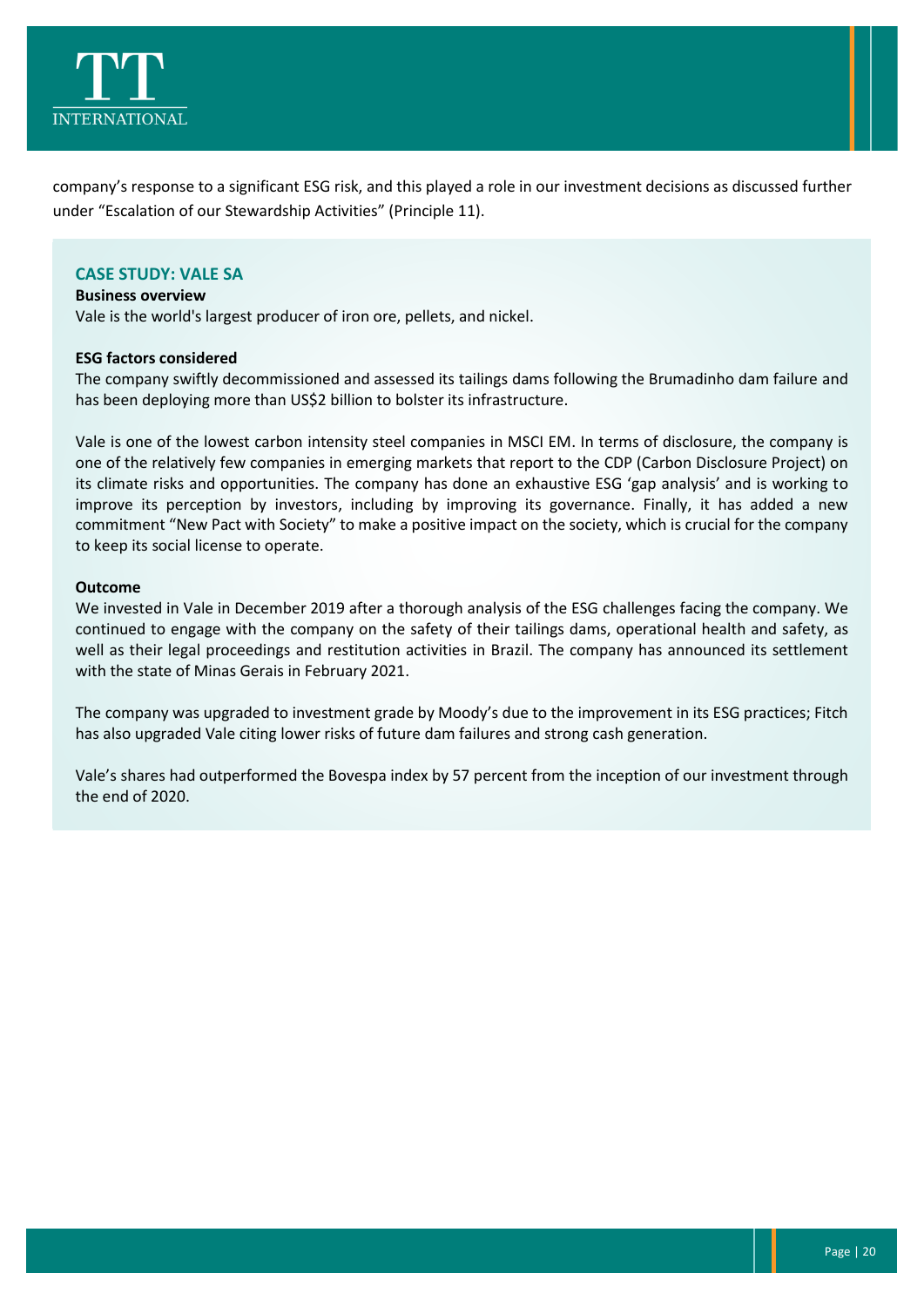company's response to a significant ESG risk, and this played a role in our investment decisions as discussed further under "Escalation of our Stewardship Activities" (Principle 11).

### CASE STUDY: VALE SA

**Business overview**

Vale is the world's largest producer of iron ore, pellets, and nickel.

**ESG factors considered**

The company swiftly decommissioned and assessed its tailings dams following the Brumadinho dam failure and has been deploying more than US$2 billion to bolster its infrastructure.

Vale is one of the lowest carbon intensity steel companies in MSCI EM. In terms of disclosure, the company is one of the relatively few companies in emerging markets that report to the CDP (Carbon Disclosure Project) on its climate risks and opportunities. The company has done an exhaustive ESG 'gap analysis' and is working to improve its perception by investors, including by improving its governance. Finally, it has added a new commitment "New Pact with Society" to make a positive impact on the society, which is crucial for the company to keep its social license to operate.

**Outcome**

We invested in Vale in December 2019 after a thorough analysis of the ESG challenges facing the company. We continued to engage with the company on the safety of their tailings dams, operational health and safety, as well as their legal proceedings and restitution activities in Brazil. The company has announced its settlement with the state of Minas Gerais in February 2021.

The company was upgraded to investment grade by Moody's due to the improvement in its ESG practices; Fitch has also upgraded Vale citing lower risks of future dam failures and strong cash generation.

Vale's shares had outperformed the Bovespa index by 57 percent from the inception of our investment through the end of 2020.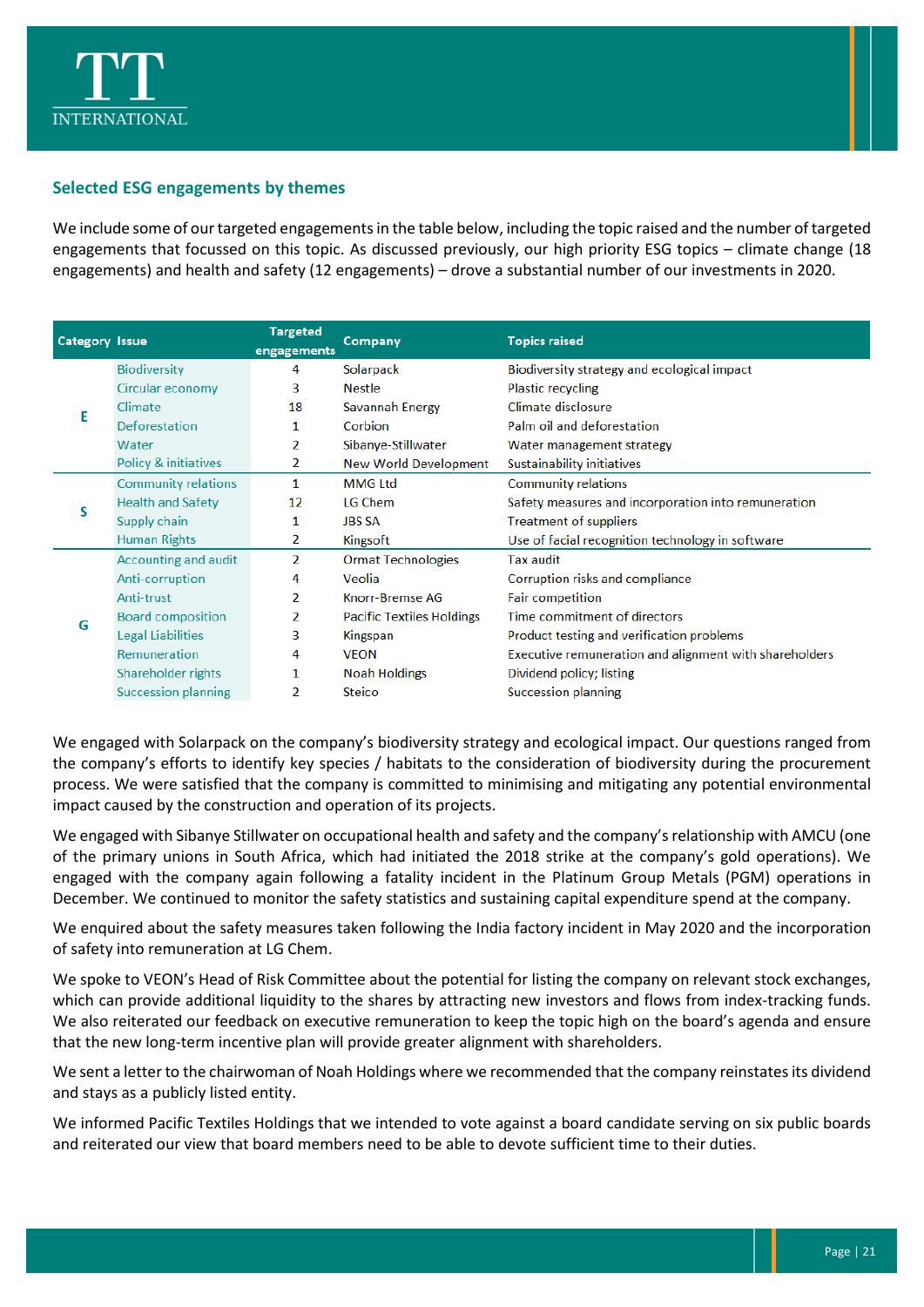## Selected ESG engagements by themes

We include some of our targeted engagements in the table below, including the topic raised and the number of targeted engagements that focussed on this topic. As discussed previously, our high priority ESG topics – climate change (18 engagements) and health and safety (12 engagements) – drove a substantial number of our investments in 2020.

| Category | Issue | Targeted engagements | Company | Topics raised |
|---|---|---|---|---|
| E | Biodiversity | 4 | Solarpack | Biodiversity strategy and ecological impact |
| | Circular economy | 3 | Nestle | Plastic recycling |
| | Climate | 18 | Savannah Energy | Climate disclosure |
| | Deforestation | 1 | Corbion | Palm oil and deforestation |
| | Water | 2 | Sibanye-Stillwater | Water management strategy |
| | Policy & initiatives | 2 | New World Development | Sustainability initiatives |
| S | Community relations | 1 | MMG Ltd | Community relations |
| | Health and Safety | 12 | LG Chem | Safety measures and incorporation into remuneration |
| | Supply chain | 1 | JBS SA | Treatment of suppliers |
| | Human Rights | 2 | Kingsoft | Use of facial recognition technology in software |
| G | Accounting and audit | 2 | Ormat Technologies | Tax audit |
| | Anti-corruption | 4 | Veolia | Corruption risks and compliance |
| | Anti-trust | 2 | Knorr-Bremse AG | Fair competition |
| | Board composition | 2 | Pacific Textiles Holdings | Time commitment of directors |
| | Legal Liabilities | 3 | Kingspan | Product testing and verification problems |
| | Remuneration | 4 | VEON | Executive remuneration and alignment with shareholders |
| | Shareholder rights | 1 | Noah Holdings | Dividend policy; listing |
| | Succession planning | 2 | Steico | Succession planning |

We engaged with Solarpack on the company's biodiversity strategy and ecological impact. Our questions ranged from the company's efforts to identify key species / habitats to the consideration of biodiversity during the procurement process. We were satisfied that the company is committed to minimising and mitigating any potential environmental impact caused by the construction and operation of its projects.

We engaged with Sibanye Stillwater on occupational health and safety and the company's relationship with AMCU (one of the primary unions in South Africa, which had initiated the 2018 strike at the company's gold operations). We engaged with the company again following a fatality incident in the Platinum Group Metals (PGM) operations in December. We continued to monitor the safety statistics and sustaining capital expenditure spend at the company.

We enquired about the safety measures taken following the India factory incident in May 2020 and the incorporation of safety into remuneration at LG Chem.

We spoke to VEON's Head of Risk Committee about the potential for listing the company on relevant stock exchanges, which can provide additional liquidity to the shares by attracting new investors and flows from index-tracking funds. We also reiterated our feedback on executive remuneration to keep the topic high on the board's agenda and ensure that the new long-term incentive plan will provide greater alignment with shareholders.

We sent a letter to the chairwoman of Noah Holdings where we recommended that the company reinstates its dividend and stays as a publicly listed entity.

We informed Pacific Textiles Holdings that we intended to vote against a board candidate serving on six public boards and reiterated our view that board members need to be able to devote sufficient time to their duties.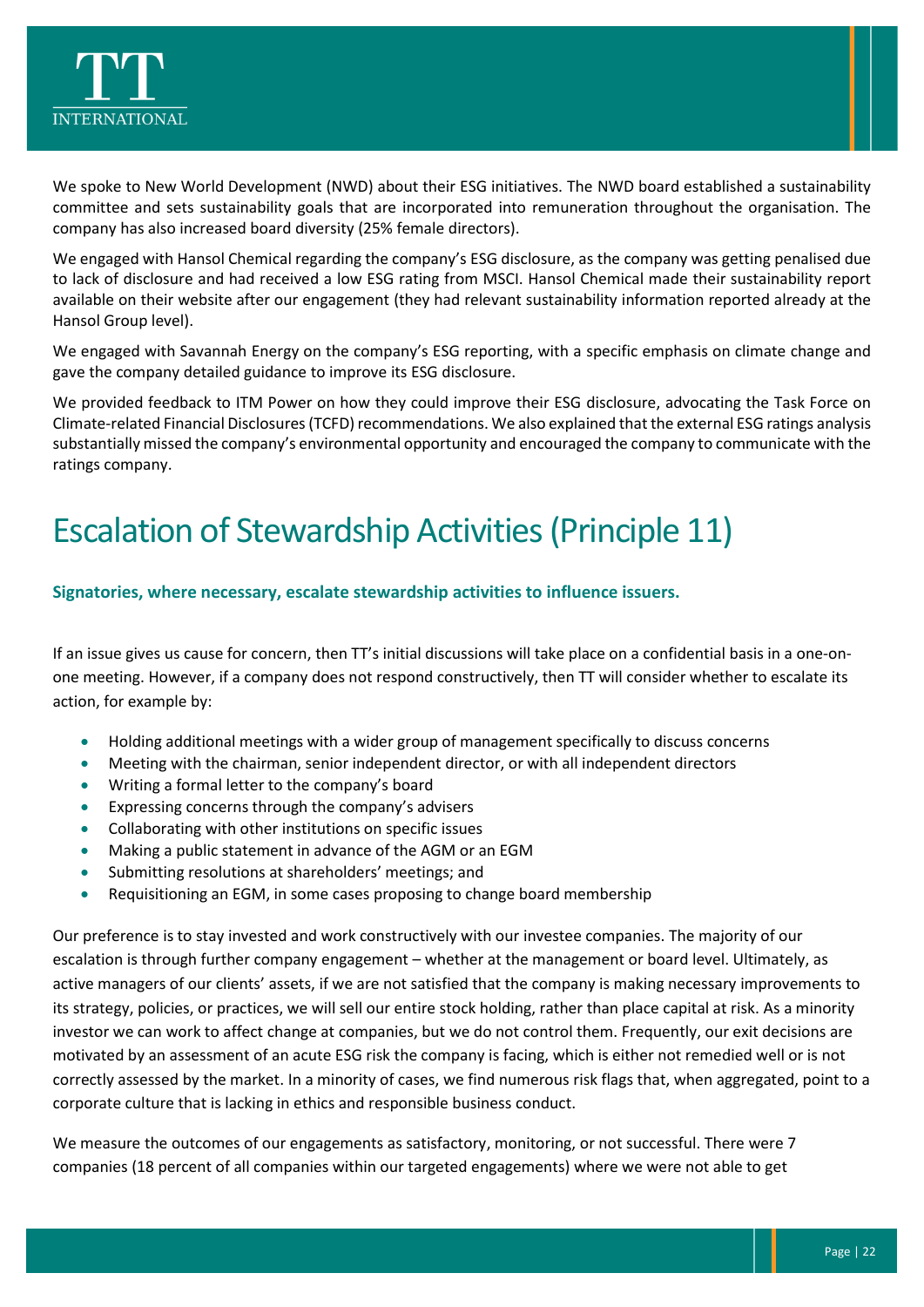We spoke to New World Development (NWD) about their ESG initiatives. The NWD board established a sustainability committee and sets sustainability goals that are incorporated into remuneration throughout the organisation. The company has also increased board diversity (25% female directors).

We engaged with Hansol Chemical regarding the company's ESG disclosure, as the company was getting penalised due to lack of disclosure and had received a low ESG rating from MSCI. Hansol Chemical made their sustainability report available on their website after our engagement (they had relevant sustainability information reported already at the Hansol Group level).

We engaged with Savannah Energy on the company's ESG reporting, with a specific emphasis on climate change and gave the company detailed guidance to improve its ESG disclosure.

We provided feedback to ITM Power on how they could improve their ESG disclosure, advocating the Task Force on Climate-related Financial Disclosures (TCFD) recommendations. We also explained that the external ESG ratings analysis substantially missed the company's environmental opportunity and encouraged the company to communicate with the ratings company.

# Escalation of Stewardship Activities (Principle 11)

**Signatories, where necessary, escalate stewardship activities to influence issuers.**

If an issue gives us cause for concern, then TT's initial discussions will take place on a confidential basis in a one-on-one meeting. However, if a company does not respond constructively, then TT will consider whether to escalate its action, for example by:

- Holding additional meetings with a wider group of management specifically to discuss concerns
- Meeting with the chairman, senior independent director, or with all independent directors
- Writing a formal letter to the company's board
- Expressing concerns through the company's advisers
- Collaborating with other institutions on specific issues
- Making a public statement in advance of the AGM or an EGM
- Submitting resolutions at shareholders' meetings; and
- Requisitioning an EGM, in some cases proposing to change board membership

Our preference is to stay invested and work constructively with our investee companies. The majority of our escalation is through further company engagement – whether at the management or board level. Ultimately, as active managers of our clients' assets, if we are not satisfied that the company is making necessary improvements to its strategy, policies, or practices, we will sell our entire stock holding, rather than place capital at risk. As a minority investor we can work to affect change at companies, but we do not control them. Frequently, our exit decisions are motivated by an assessment of an acute ESG risk the company is facing, which is either not remedied well or is not correctly assessed by the market. In a minority of cases, we find numerous risk flags that, when aggregated, point to a corporate culture that is lacking in ethics and responsible business conduct.

We measure the outcomes of our engagements as satisfactory, monitoring, or not successful. There were 7 companies (18 percent of all companies within our targeted engagements) where we were not able to get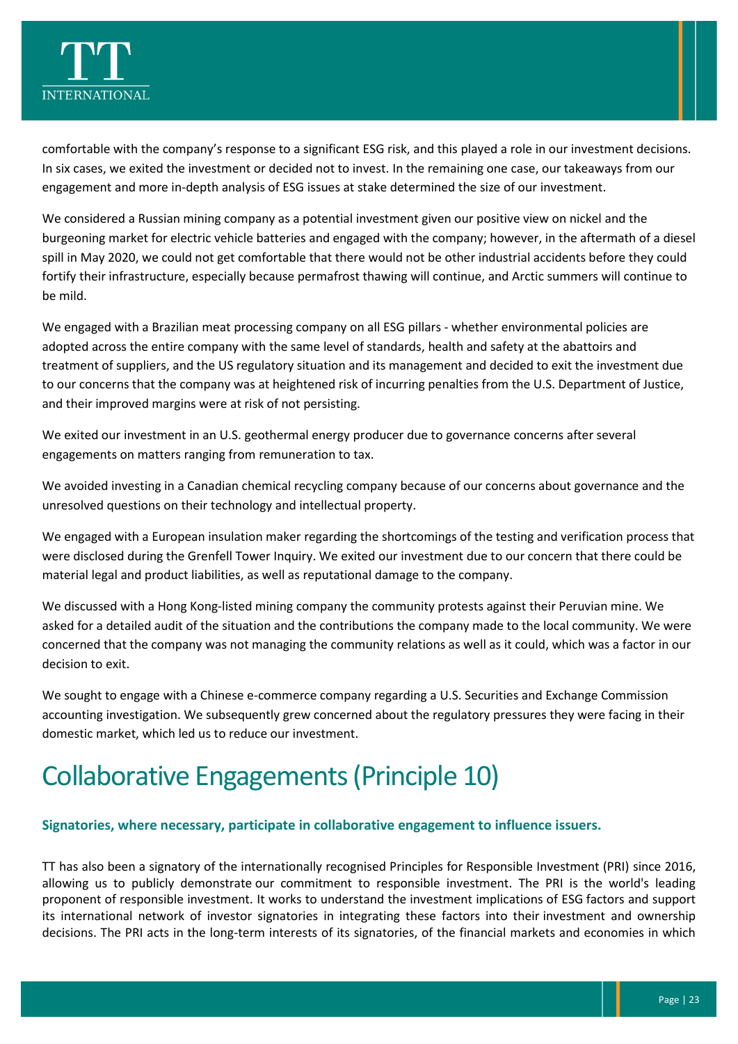comfortable with the company's response to a significant ESG risk, and this played a role in our investment decisions. In six cases, we exited the investment or decided not to invest. In the remaining one case, our takeaways from our engagement and more in-depth analysis of ESG issues at stake determined the size of our investment.

We considered a Russian mining company as a potential investment given our positive view on nickel and the burgeoning market for electric vehicle batteries and engaged with the company; however, in the aftermath of a diesel spill in May 2020, we could not get comfortable that there would not be other industrial accidents before they could fortify their infrastructure, especially because permafrost thawing will continue, and Arctic summers will continue to be mild.

We engaged with a Brazilian meat processing company on all ESG pillars - whether environmental policies are adopted across the entire company with the same level of standards, health and safety at the abattoirs and treatment of suppliers, and the US regulatory situation and its management and decided to exit the investment due to our concerns that the company was at heightened risk of incurring penalties from the U.S. Department of Justice, and their improved margins were at risk of not persisting.

We exited our investment in an U.S. geothermal energy producer due to governance concerns after several engagements on matters ranging from remuneration to tax.

We avoided investing in a Canadian chemical recycling company because of our concerns about governance and the unresolved questions on their technology and intellectual property.

We engaged with a European insulation maker regarding the shortcomings of the testing and verification process that were disclosed during the Grenfell Tower Inquiry. We exited our investment due to our concern that there could be material legal and product liabilities, as well as reputational damage to the company.

We discussed with a Hong Kong-listed mining company the community protests against their Peruvian mine. We asked for a detailed audit of the situation and the contributions the company made to the local community. We were concerned that the company was not managing the community relations as well as it could, which was a factor in our decision to exit.

We sought to engage with a Chinese e-commerce company regarding a U.S. Securities and Exchange Commission accounting investigation. We subsequently grew concerned about the regulatory pressures they were facing in their domestic market, which led us to reduce our investment.

# Collaborative Engagements (Principle 10)

**Signatories, where necessary, participate in collaborative engagement to influence issuers.**

TT has also been a signatory of the internationally recognised Principles for Responsible Investment (PRI) since 2016, allowing us to publicly demonstrate our commitment to responsible investment. The PRI is the world's leading proponent of responsible investment. It works to understand the investment implications of ESG factors and support its international network of investor signatories in integrating these factors into their investment and ownership decisions. The PRI acts in the long-term interests of its signatories, of the financial markets and economies in which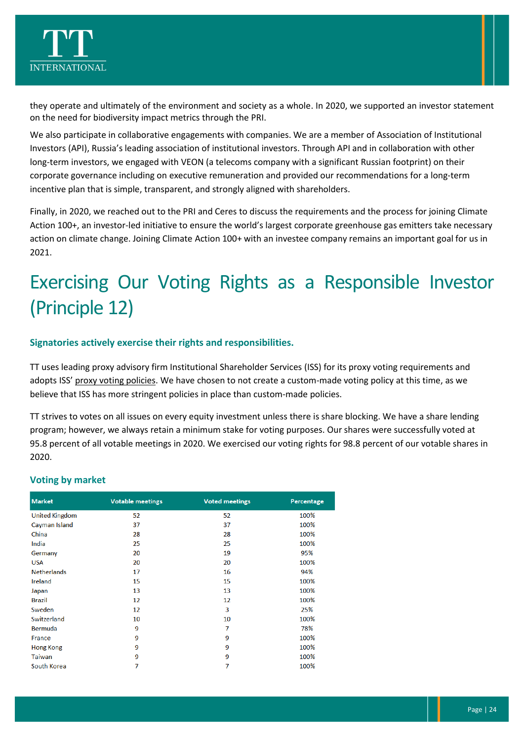they operate and ultimately of the environment and society as a whole. In 2020, we supported an investor statement on the need for biodiversity impact metrics through the PRI.

We also participate in collaborative engagements with companies. We are a member of Association of Institutional Investors (API), Russia's leading association of institutional investors. Through API and in collaboration with other long-term investors, we engaged with VEON (a telecoms company with a significant Russian footprint) on their corporate governance including on executive remuneration and provided our recommendations for a long-term incentive plan that is simple, transparent, and strongly aligned with shareholders.

Finally, in 2020, we reached out to the PRI and Ceres to discuss the requirements and the process for joining Climate Action 100+, an investor-led initiative to ensure the world's largest corporate greenhouse gas emitters take necessary action on climate change. Joining Climate Action 100+ with an investee company remains an important goal for us in 2021.

# Exercising Our Voting Rights as a Responsible Investor (Principle 12)

### Signatories actively exercise their rights and responsibilities.

TT uses leading proxy advisory firm Institutional Shareholder Services (ISS) for its proxy voting requirements and adopts ISS' proxy voting policies. We have chosen to not create a custom-made voting policy at this time, as we believe that ISS has more stringent policies in place than custom-made policies.

TT strives to votes on all issues on every equity investment unless there is share blocking. We have a share lending program; however, we always retain a minimum stake for voting purposes. Our shares were successfully voted at 95.8 percent of all votable meetings in 2020. We exercised our voting rights for 98.8 percent of our votable shares in 2020.

### Voting by market

| Market | Votable meetings | Voted meetings | Percentage |
|---|---|---|---|
| United Kingdom | 52 | 52 | 100% |
| Cayman Island | 37 | 37 | 100% |
| China | 28 | 28 | 100% |
| India | 25 | 25 | 100% |
| Germany | 20 | 19 | 95% |
| USA | 20 | 20 | 100% |
| Netherlands | 17 | 16 | 94% |
| Ireland | 15 | 15 | 100% |
| Japan | 13 | 13 | 100% |
| Brazil | 12 | 12 | 100% |
| Sweden | 12 | 3 | 25% |
| Switzerland | 10 | 10 | 100% |
| Bermuda | 9 | 7 | 78% |
| France | 9 | 9 | 100% |
| Hong Kong | 9 | 9 | 100% |
| Taiwan | 9 | 9 | 100% |
| South Korea | 7 | 7 | 100% |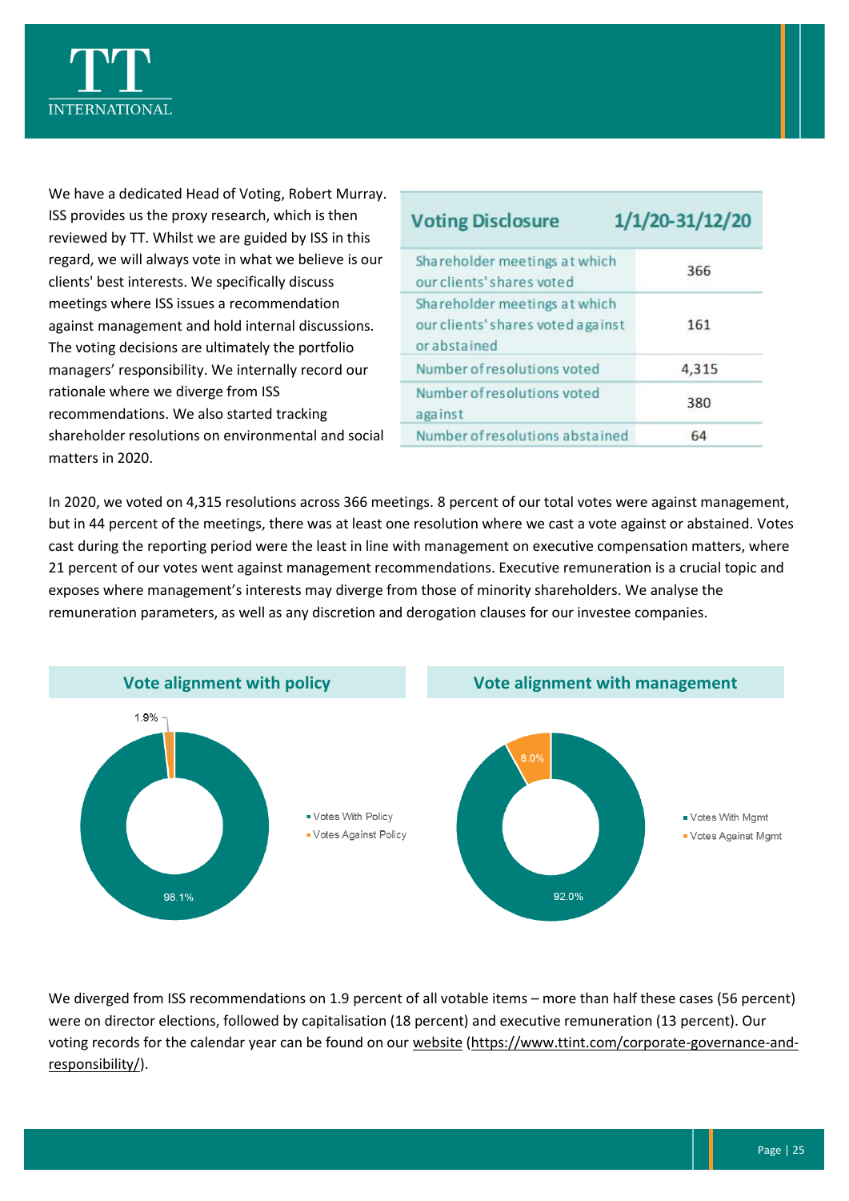We have a dedicated Head of Voting, Robert Murray. ISS provides us the proxy research, which is then reviewed by TT. Whilst we are guided by ISS in this regard, we will always vote in what we believe is our clients' best interests. We specifically discuss meetings where ISS issues a recommendation against management and hold internal discussions. The voting decisions are ultimately the portfolio managers' responsibility. We internally record our rationale where we diverge from ISS recommendations. We also started tracking shareholder resolutions on environmental and social matters in 2020.

| Voting Disclosure | 1/1/20-31/12/20 |
|---|---|
| Shareholder meetings at which our clients' shares voted | 366 |
| Shareholder meetings at which our clients' shares voted against or abstained | 161 |
| Number of resolutions voted | 4,315 |
| Number of resolutions voted against | 380 |
| Number of resolutions abstained | 64 |

In 2020, we voted on 4,315 resolutions across 366 meetings. 8 percent of our total votes were against management, but in 44 percent of the meetings, there was at least one resolution where we cast a vote against or abstained. Votes cast during the reporting period were the least in line with management on executive compensation matters, where 21 percent of our votes went against management recommendations. Executive remuneration is a crucial topic and exposes where management's interests may diverge from those of minority shareholders. We analyse the remuneration parameters, as well as any discretion and derogation clauses for our investee companies.

**Vote alignment with policy**

- Votes With Policy: 98.1%
- Votes Against Policy: 1.9%

**Vote alignment with management**

- Votes With Mgmt: 92.0%
- Votes Against Mgmt: 8.0%

We diverged from ISS recommendations on 1.9 percent of all votable items – more than half these cases (56 percent) were on director elections, followed by capitalisation (18 percent) and executive remuneration (13 percent). Our voting records for the calendar year can be found on our website (https://www.ttint.com/corporate-governance-and-responsibility/).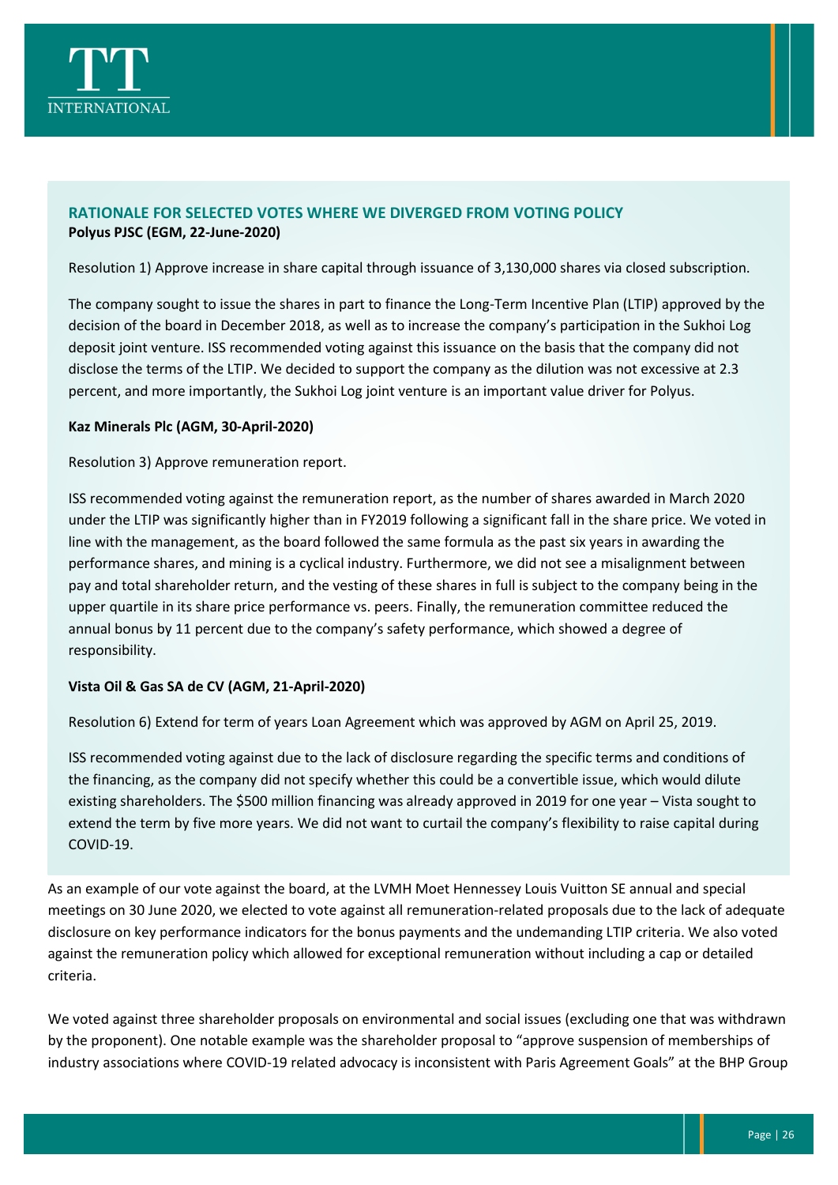## RATIONALE FOR SELECTED VOTES WHERE WE DIVERGED FROM VOTING POLICY

**Polyus PJSC (EGM, 22-June-2020)**

Resolution 1) Approve increase in share capital through issuance of 3,130,000 shares via closed subscription.

The company sought to issue the shares in part to finance the Long-Term Incentive Plan (LTIP) approved by the decision of the board in December 2018, as well as to increase the company's participation in the Sukhoi Log deposit joint venture. ISS recommended voting against this issuance on the basis that the company did not disclose the terms of the LTIP. We decided to support the company as the dilution was not excessive at 2.3 percent, and more importantly, the Sukhoi Log joint venture is an important value driver for Polyus.

**Kaz Minerals Plc (AGM, 30-April-2020)**

Resolution 3) Approve remuneration report.

ISS recommended voting against the remuneration report, as the number of shares awarded in March 2020 under the LTIP was significantly higher than in FY2019 following a significant fall in the share price. We voted in line with the management, as the board followed the same formula as the past six years in awarding the performance shares, and mining is a cyclical industry. Furthermore, we did not see a misalignment between pay and total shareholder return, and the vesting of these shares in full is subject to the company being in the upper quartile in its share price performance vs. peers. Finally, the remuneration committee reduced the annual bonus by 11 percent due to the company's safety performance, which showed a degree of responsibility.

**Vista Oil & Gas SA de CV (AGM, 21-April-2020)**

Resolution 6) Extend for term of years Loan Agreement which was approved by AGM on April 25, 2019.

ISS recommended voting against due to the lack of disclosure regarding the specific terms and conditions of the financing, as the company did not specify whether this could be a convertible issue, which would dilute existing shareholders. The $500 million financing was already approved in 2019 for one year – Vista sought to extend the term by five more years. We did not want to curtail the company's flexibility to raise capital during COVID-19.

As an example of our vote against the board, at the LVMH Moet Hennessey Louis Vuitton SE annual and special meetings on 30 June 2020, we elected to vote against all remuneration-related proposals due to the lack of adequate disclosure on key performance indicators for the bonus payments and the undemanding LTIP criteria. We also voted against the remuneration policy which allowed for exceptional remuneration without including a cap or detailed criteria.

We voted against three shareholder proposals on environmental and social issues (excluding one that was withdrawn by the proponent). One notable example was the shareholder proposal to "approve suspension of memberships of industry associations where COVID-19 related advocacy is inconsistent with Paris Agreement Goals" at the BHP Group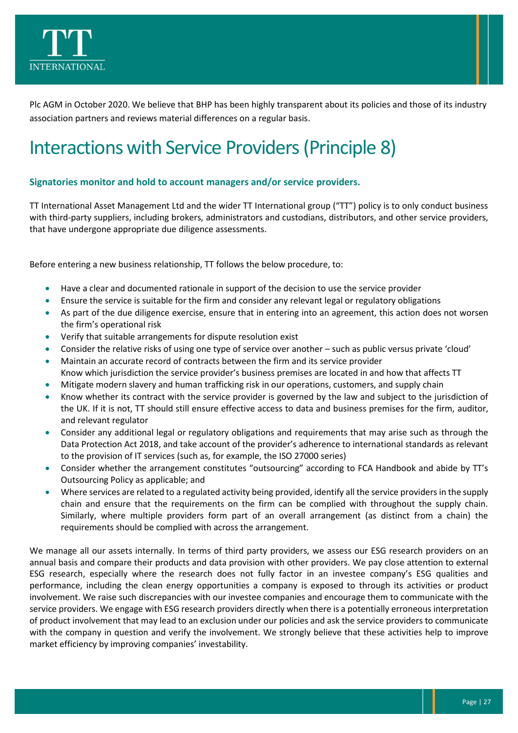Plc AGM in October 2020. We believe that BHP has been highly transparent about its policies and those of its industry association partners and reviews material differences on a regular basis.

# Interactions with Service Providers (Principle 8)

**Signatories monitor and hold to account managers and/or service providers.**

TT International Asset Management Ltd and the wider TT International group ("TT") policy is to only conduct business with third-party suppliers, including brokers, administrators and custodians, distributors, and other service providers, that have undergone appropriate due diligence assessments.

Before entering a new business relationship, TT follows the below procedure, to:

- Have a clear and documented rationale in support of the decision to use the service provider
- Ensure the service is suitable for the firm and consider any relevant legal or regulatory obligations
- As part of the due diligence exercise, ensure that in entering into an agreement, this action does not worsen the firm's operational risk
- Verify that suitable arrangements for dispute resolution exist
- Consider the relative risks of using one type of service over another – such as public versus private 'cloud'
- Maintain an accurate record of contracts between the firm and its service provider
  Know which jurisdiction the service provider's business premises are located in and how that affects TT
- Mitigate modern slavery and human trafficking risk in our operations, customers, and supply chain
- Know whether its contract with the service provider is governed by the law and subject to the jurisdiction of the UK. If it is not, TT should still ensure effective access to data and business premises for the firm, auditor, and relevant regulator
- Consider any additional legal or regulatory obligations and requirements that may arise such as through the Data Protection Act 2018, and take account of the provider's adherence to international standards as relevant to the provision of IT services (such as, for example, the ISO 27000 series)
- Consider whether the arrangement constitutes "outsourcing" according to FCA Handbook and abide by TT's Outsourcing Policy as applicable; and
- Where services are related to a regulated activity being provided, identify all the service providers in the supply chain and ensure that the requirements on the firm can be complied with throughout the supply chain. Similarly, where multiple providers form part of an overall arrangement (as distinct from a chain) the requirements should be complied with across the arrangement.

We manage all our assets internally. In terms of third party providers, we assess our ESG research providers on an annual basis and compare their products and data provision with other providers. We pay close attention to external ESG research, especially where the research does not fully factor in an investee company's ESG qualities and performance, including the clean energy opportunities a company is exposed to through its activities or product involvement. We raise such discrepancies with our investee companies and encourage them to communicate with the service providers. We engage with ESG research providers directly when there is a potentially erroneous interpretation of product involvement that may lead to an exclusion under our policies and ask the service providers to communicate with the company in question and verify the involvement. We strongly believe that these activities help to improve market efficiency by improving companies' investability.